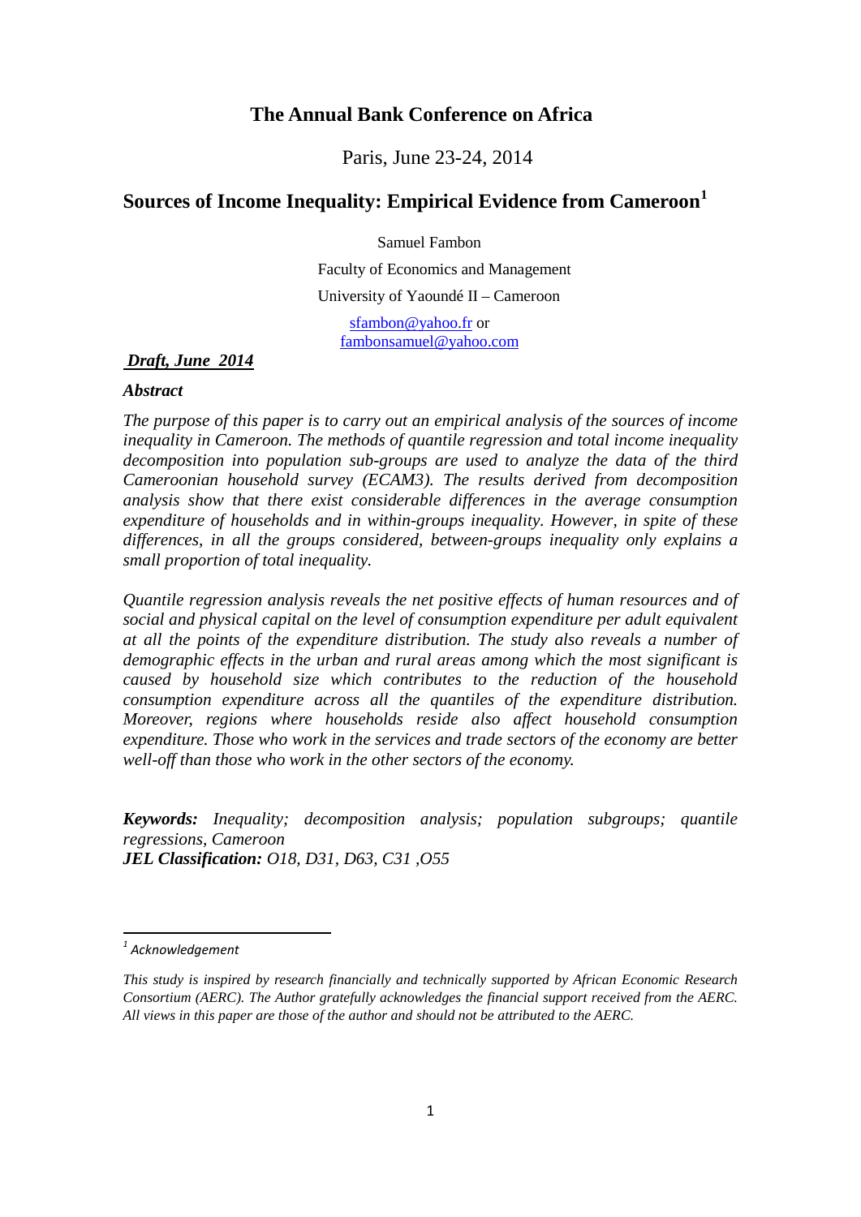# The Annual Bank Conference on Africa

Paris, June 23-24, 2014

## Sources of Income Inequality: Empirical Evidence from Cameroon[1]

Samuel Fambon

Faculty of Economics and Management

University of Yaoundé II – Cameroon

sfambon@yahoo.fr or
fambonsamuel@yahoo.com

***Draft, June 2014***

***Abstract***

*The purpose of this paper is to carry out an empirical analysis of the sources of income inequality in Cameroon. The methods of quantile regression and total income inequality decomposition into population sub-groups are used to analyze the data of the third Cameroonian household survey (ECAM3). The results derived from decomposition analysis show that there exist considerable differences in the average consumption expenditure of households and in within-groups inequality. However, in spite of these differences, in all the groups considered, between-groups inequality only explains a small proportion of total inequality.*

*Quantile regression analysis reveals the net positive effects of human resources and of social and physical capital on the level of consumption expenditure per adult equivalent at all the points of the expenditure distribution. The study also reveals a number of demographic effects in the urban and rural areas among which the most significant is caused by household size which contributes to the reduction of the household consumption expenditure across all the quantiles of the expenditure distribution. Moreover, regions where households reside also affect household consumption expenditure. Those who work in the services and trade sectors of the economy are better well-off than those who work in the other sectors of the economy.*

***Keywords:*** *Inequality; decomposition analysis; population subgroups; quantile regressions, Cameroon*
***JEL Classification:*** *O18, D31, D63, C31 ,O55*

---

[1] *Acknowledgement*

*This study is inspired by research financially and technically supported by African Economic Research Consortium (AERC). The Author gratefully acknowledges the financial support received from the AERC. All views in this paper are those of the author and should not be attributed to the AERC.*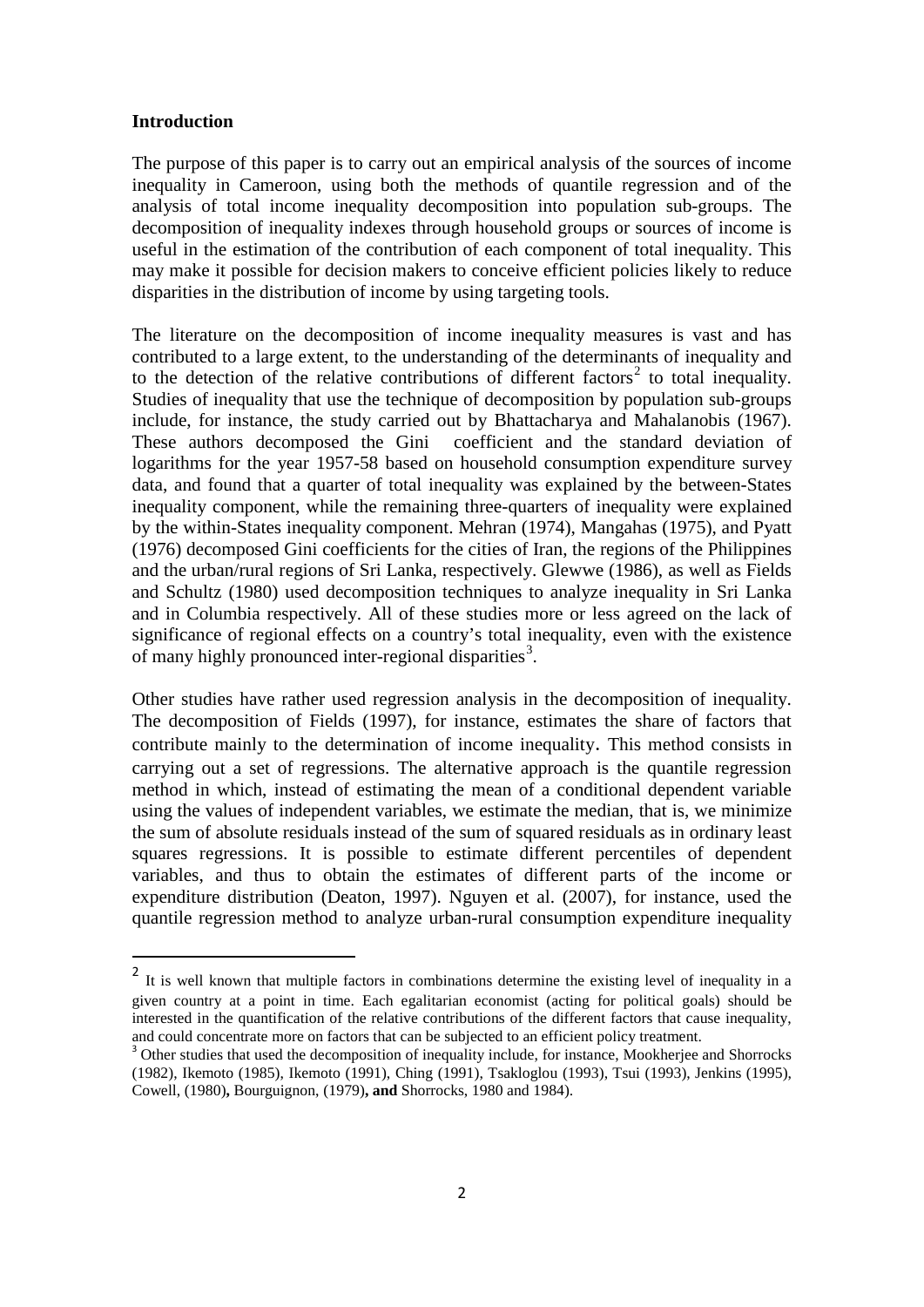**Introduction**

The purpose of this paper is to carry out an empirical analysis of the sources of income inequality in Cameroon, using both the methods of quantile regression and of the analysis of total income inequality decomposition into population sub-groups. The decomposition of inequality indexes through household groups or sources of income is useful in the estimation of the contribution of each component of total inequality. This may make it possible for decision makers to conceive efficient policies likely to reduce disparities in the distribution of income by using targeting tools.

The literature on the decomposition of income inequality measures is vast and has contributed to a large extent, to the understanding of the determinants of inequality and to the detection of the relative contributions of different factors[2] to total inequality. Studies of inequality that use the technique of decomposition by population sub-groups include, for instance, the study carried out by Bhattacharya and Mahalanobis (1967). These authors decomposed the Gini coefficient and the standard deviation of logarithms for the year 1957-58 based on household consumption expenditure survey data, and found that a quarter of total inequality was explained by the between-States inequality component, while the remaining three-quarters of inequality were explained by the within-States inequality component. Mehran (1974), Mangahas (1975), and Pyatt (1976) decomposed Gini coefficients for the cities of Iran, the regions of the Philippines and the urban/rural regions of Sri Lanka, respectively. Glewwe (1986), as well as Fields and Schultz (1980) used decomposition techniques to analyze inequality in Sri Lanka and in Columbia respectively. All of these studies more or less agreed on the lack of significance of regional effects on a country's total inequality, even with the existence of many highly pronounced inter-regional disparities[3].

Other studies have rather used regression analysis in the decomposition of inequality. The decomposition of Fields (1997), for instance, estimates the share of factors that contribute mainly to the determination of income inequality. This method consists in carrying out a set of regressions. The alternative approach is the quantile regression method in which, instead of estimating the mean of a conditional dependent variable using the values of independent variables, we estimate the median, that is, we minimize the sum of absolute residuals instead of the sum of squared residuals as in ordinary least squares regressions. It is possible to estimate different percentiles of dependent variables, and thus to obtain the estimates of different parts of the income or expenditure distribution (Deaton, 1997). Nguyen et al. (2007), for instance, used the quantile regression method to analyze urban-rural consumption expenditure inequality

---

[2] It is well known that multiple factors in combinations determine the existing level of inequality in a given country at a point in time. Each egalitarian economist (acting for political goals) should be interested in the quantification of the relative contributions of the different factors that cause inequality, and could concentrate more on factors that can be subjected to an efficient policy treatment.

[3] Other studies that used the decomposition of inequality include, for instance, Mookherjee and Shorrocks (1982), Ikemoto (1985), Ikemoto (1991), Ching (1991), Tsakloglou (1993), Tsui (1993), Jenkins (1995), Cowell, (1980)**,** Bourguignon, (1979)**, and** Shorrocks, 1980 and 1984).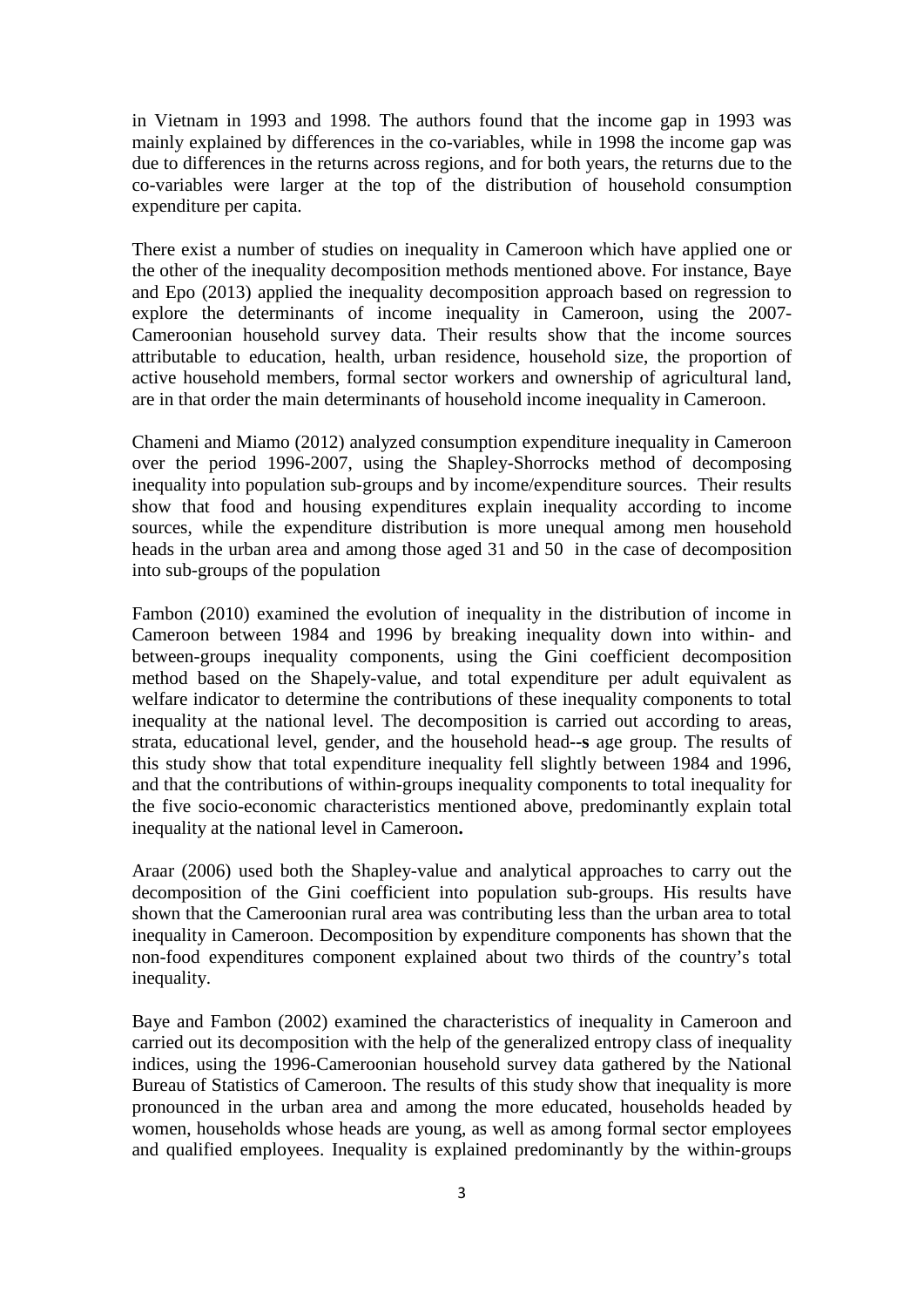in Vietnam in 1993 and 1998. The authors found that the income gap in 1993 was mainly explained by differences in the co-variables, while in 1998 the income gap was due to differences in the returns across regions, and for both years, the returns due to the co-variables were larger at the top of the distribution of household consumption expenditure per capita.

There exist a number of studies on inequality in Cameroon which have applied one or the other of the inequality decomposition methods mentioned above. For instance, Baye and Epo (2013) applied the inequality decomposition approach based on regression to explore the determinants of income inequality in Cameroon, using the 2007-Cameroonian household survey data. Their results show that the income sources attributable to education, health, urban residence, household size, the proportion of active household members, formal sector workers and ownership of agricultural land, are in that order the main determinants of household income inequality in Cameroon.

Chameni and Miamo (2012) analyzed consumption expenditure inequality in Cameroon over the period 1996-2007, using the Shapley-Shorrocks method of decomposing inequality into population sub-groups and by income/expenditure sources. Their results show that food and housing expenditures explain inequality according to income sources, while the expenditure distribution is more unequal among men household heads in the urban area and among those aged 31 and 50 in the case of decomposition into sub-groups of the population

Fambon (2010) examined the evolution of inequality in the distribution of income in Cameroon between 1984 and 1996 by breaking inequality down into within- and between-groups inequality components, using the Gini coefficient decomposition method based on the Shapely-value, and total expenditure per adult equivalent as welfare indicator to determine the contributions of these inequality components to total inequality at the national level. The decomposition is carried out according to areas, strata, educational level, gender, and the household head**--s** age group. The results of this study show that total expenditure inequality fell slightly between 1984 and 1996, and that the contributions of within-groups inequality components to total inequality for the five socio-economic characteristics mentioned above, predominantly explain total inequality at the national level in Cameroon**.**

Araar (2006) used both the Shapley-value and analytical approaches to carry out the decomposition of the Gini coefficient into population sub-groups. His results have shown that the Cameroonian rural area was contributing less than the urban area to total inequality in Cameroon. Decomposition by expenditure components has shown that the non-food expenditures component explained about two thirds of the country's total inequality.

Baye and Fambon (2002) examined the characteristics of inequality in Cameroon and carried out its decomposition with the help of the generalized entropy class of inequality indices, using the 1996-Cameroonian household survey data gathered by the National Bureau of Statistics of Cameroon. The results of this study show that inequality is more pronounced in the urban area and among the more educated, households headed by women, households whose heads are young, as well as among formal sector employees and qualified employees. Inequality is explained predominantly by the within-groups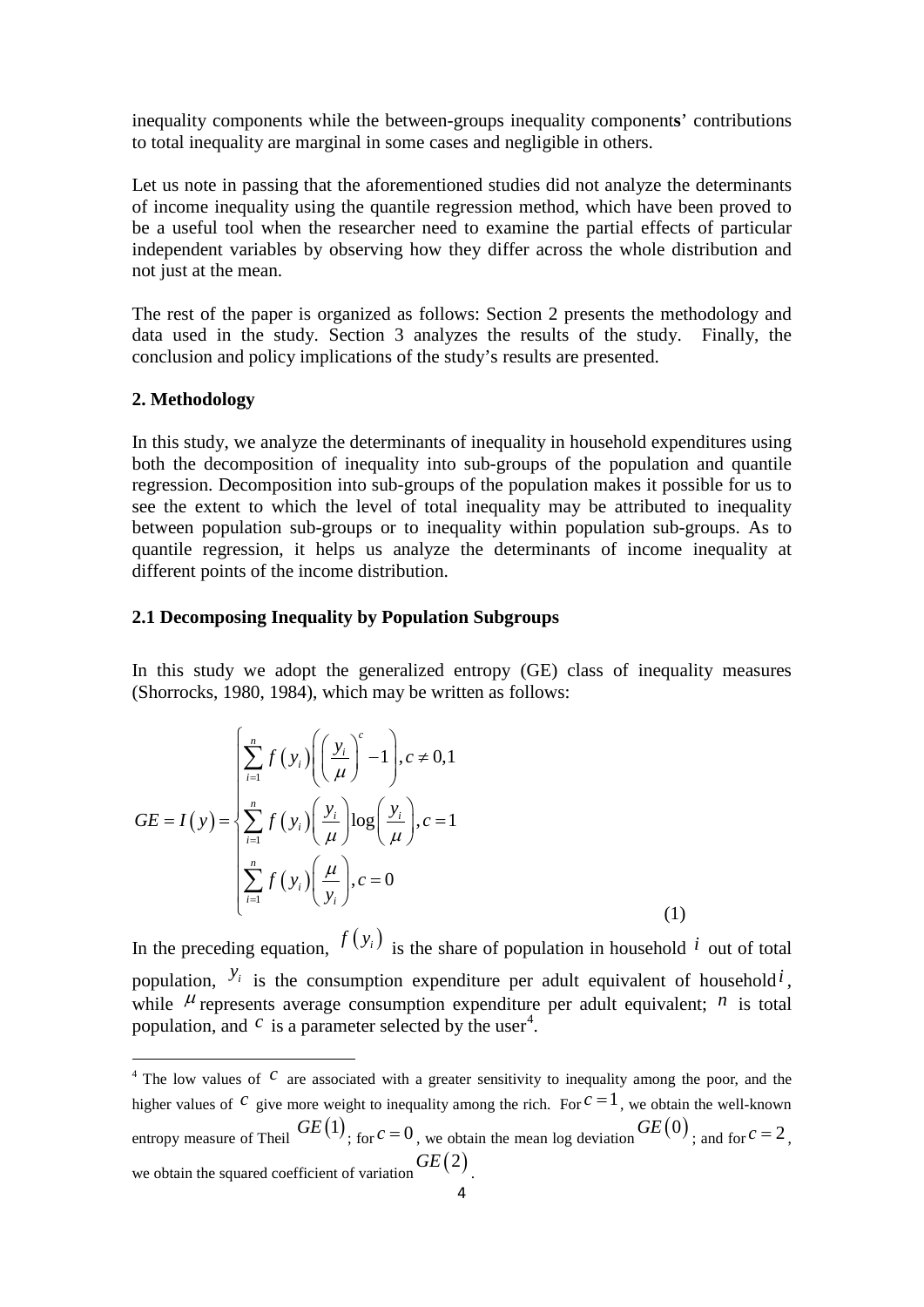inequality components while the between-groups inequality component**s**' contributions to total inequality are marginal in some cases and negligible in others.

Let us note in passing that the aforementioned studies did not analyze the determinants of income inequality using the quantile regression method, which have been proved to be a useful tool when the researcher need to examine the partial effects of particular independent variables by observing how they differ across the whole distribution and not just at the mean.

The rest of the paper is organized as follows: Section 2 presents the methodology and data used in the study. Section 3 analyzes the results of the study. Finally, the conclusion and policy implications of the study's results are presented.

## 2. Methodology

In this study, we analyze the determinants of inequality in household expenditures using both the decomposition of inequality into sub-groups of the population and quantile regression. Decomposition into sub-groups of the population makes it possible for us to see the extent to which the level of total inequality may be attributed to inequality between population sub-groups or to inequality within population sub-groups. As to quantile regression, it helps us analyze the determinants of income inequality at different points of the income distribution.

### 2.1 Decomposing Inequality by Population Subgroups

In this study we adopt the generalized entropy (GE) class of inequality measures (Shorrocks, 1980, 1984), which may be written as follows:

$$GE = I(y) = \begin{cases} \sum_{i=1}^{n} f(y_i)\left(\left(\frac{y_i}{\mu}\right)^c - 1\right), c \neq 0,1 \\ \sum_{i=1}^{n} f(y_i)\left(\frac{y_i}{\mu}\right)\log\left(\frac{y_i}{\mu}\right), c = 1 \\ \sum_{i=1}^{n} f(y_i)\left(\frac{\mu}{y_i}\right), c = 0 \end{cases} \tag{1}$$

In the preceding equation, $f(y_i)$ is the share of population in household $i$ out of total population, $y_i$ is the consumption expenditure per adult equivalent of household $i$, while $\mu$ represents average consumption expenditure per adult equivalent; $n$ is total population, and $c$ is a parameter selected by the user[4].

[4] The low values of $c$ are associated with a greater sensitivity to inequality among the poor, and the higher values of $c$ give more weight to inequality among the rich. For $c=1$, we obtain the well-known entropy measure of Theil $GE(1)$; for $c=0$, we obtain the mean log deviation $GE(0)$; and for $c=2$, we obtain the squared coefficient of variation $GE(2)$.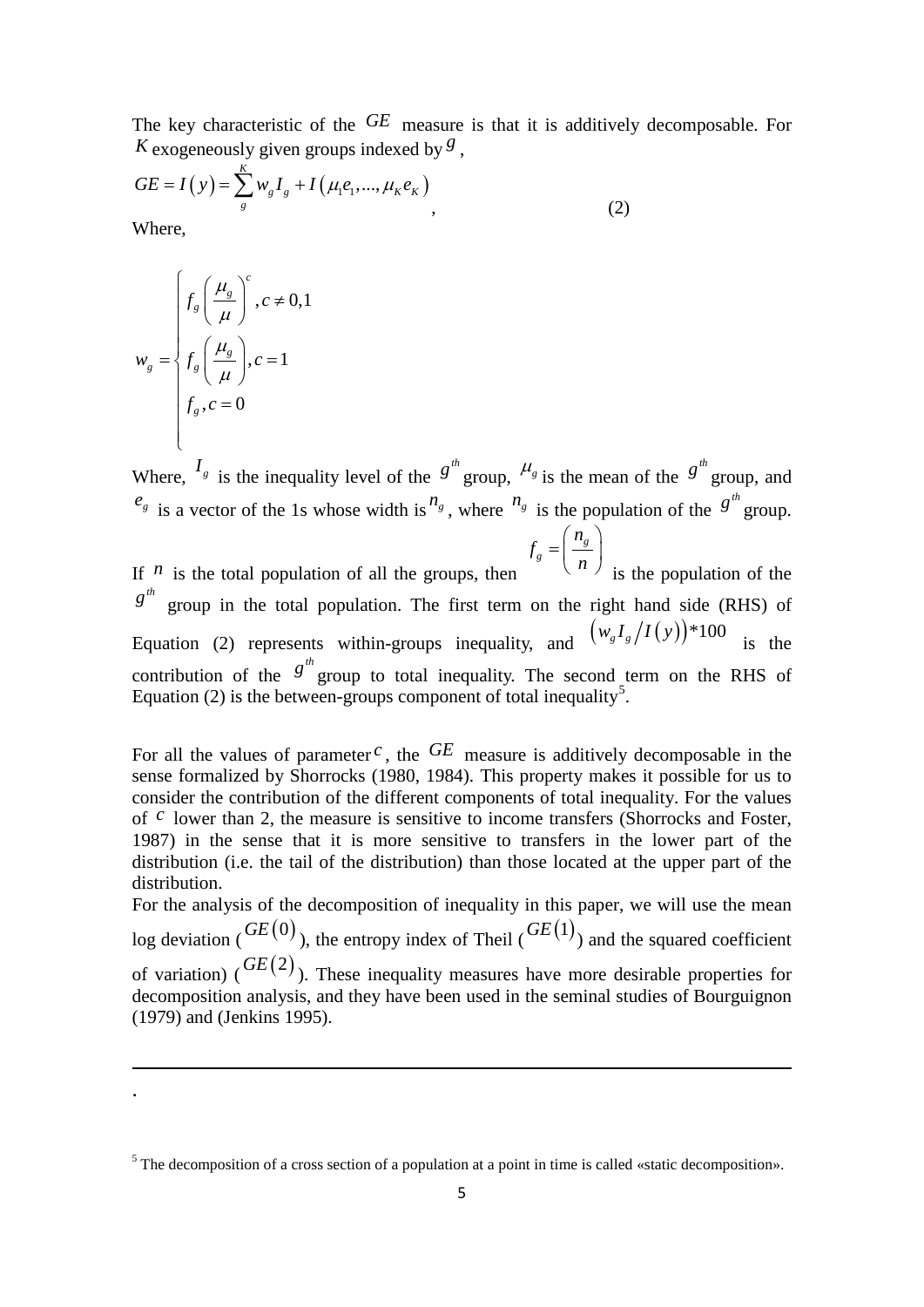The key characteristic of the $GE$ measure is that it is additively decomposable. For $K$ exogeneously given groups indexed by $g$,

$$GE = I\left(y\right) = \sum_{g}^{K} w_g I_g + I\left(\mu_1 e_1, ..., \mu_K e_K\right) \quad , \qquad (2)$$

Where,

$$w_g = \begin{cases} f_g \left(\dfrac{\mu_g}{\mu}\right)^c, c \neq 0,1 \\ f_g \left(\dfrac{\mu_g}{\mu}\right), c = 1 \\ f_g, c = 0 \end{cases}$$

Where, $I_g$ is the inequality level of the $g^{th}$ group, $\mu_g$ is the mean of the $g^{th}$ group, and $e_g$ is a vector of the 1s whose width is $n_g$, where $n_g$ is the population of the $g^{th}$ group. If $n$ is the total population of all the groups, then $f_g = \left(\dfrac{n_g}{n}\right)$ is the population of the $g^{th}$ group in the total population. The first term on the right hand side (RHS) of Equation (2) represents within-groups inequality, and $\left(w_g I_g / I\left(y\right)\right)*100$ is the contribution of the $g^{th}$ group to total inequality. The second term on the RHS of Equation (2) is the between-groups component of total inequality[5].

For all the values of parameter $c$, the $GE$ measure is additively decomposable in the sense formalized by Shorrocks (1980, 1984). This property makes it possible for us to consider the contribution of the different components of total inequality. For the values of $c$ lower than 2, the measure is sensitive to income transfers (Shorrocks and Foster, 1987) in the sense that it is more sensitive to transfers in the lower part of the distribution (i.e. the tail of the distribution) than those located at the upper part of the distribution.

For the analysis of the decomposition of inequality in this paper, we will use the mean log deviation ($GE\left(0\right)$), the entropy index of Theil ($GE\left(1\right)$) and the squared coefficient of variation) ($GE\left(2\right)$). These inequality measures have more desirable properties for decomposition analysis, and they have been used in the seminal studies of Bourguignon (1979) and (Jenkins 1995).

.

[5] The decomposition of a cross section of a population at a point in time is called «static decomposition».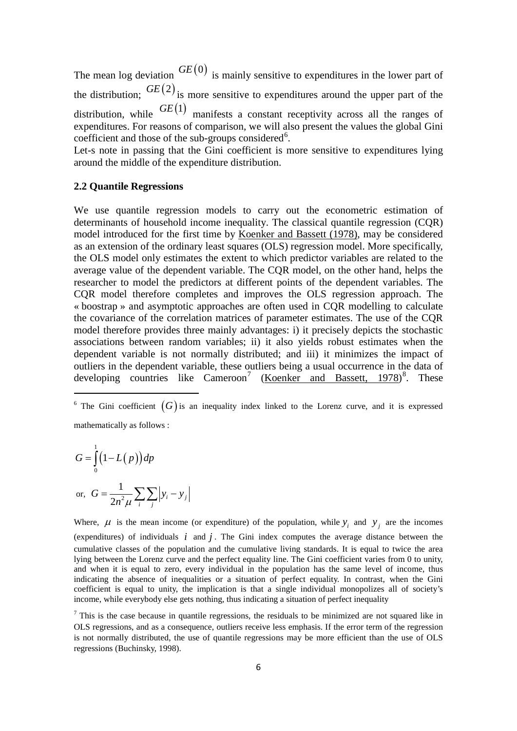The mean log deviation $GE(0)$ is mainly sensitive to expenditures in the lower part of the distribution; $GE(2)$ is more sensitive to expenditures around the upper part of the distribution, while $GE(1)$ manifests a constant receptivity across all the ranges of expenditures. For reasons of comparison, we will also present the values the global Gini coefficient and those of the sub-groups considered[6].

Let-s note in passing that the Gini coefficient is more sensitive to expenditures lying around the middle of the expenditure distribution.

### 2.2 Quantile Regressions

We use quantile regression models to carry out the econometric estimation of determinants of household income inequality. The classical quantile regression (CQR) model introduced for the first time by Koenker and Bassett (1978), may be considered as an extension of the ordinary least squares (OLS) regression model. More specifically, the OLS model only estimates the extent to which predictor variables are related to the average value of the dependent variable. The CQR model, on the other hand, helps the researcher to model the predictors at different points of the dependent variables. The CQR model therefore completes and improves the OLS regression approach. The « boostrap » and asymptotic approaches are often used in CQR modelling to calculate the covariance of the correlation matrices of parameter estimates. The use of the CQR model therefore provides three mainly advantages: i) it precisely depicts the stochastic associations between random variables; ii) it also yields robust estimates when the dependent variable is not normally distributed; and iii) it minimizes the impact of outliers in the dependent variable, these outliers being a usual occurrence in the data of developing countries like Cameroon[7] (Koenker and Bassett, 1978)[8]. These

---

[6] The Gini coefficient $(G)$ is an inequality index linked to the Lorenz curve, and it is expressed mathematically as follows :

$$G = \int_0^1 \left(1 - L(p)\right) dp$$

or, $$G = \frac{1}{2n^2\mu} \sum_i \sum_j \left| y_i - y_j \right|$$

Where, $\mu$ is the mean income (or expenditure) of the population, while $y_i$ and $y_j$ are the incomes (expenditures) of individuals $i$ and $j$. The Gini index computes the average distance between the cumulative classes of the population and the cumulative living standards. It is equal to twice the area lying between the Lorenz curve and the perfect equality line. The Gini coefficient varies from 0 to unity, and when it is equal to zero, every individual in the population has the same level of income, thus indicating the absence of inequalities or a situation of perfect equality. In contrast, when the Gini coefficient is equal to unity, the implication is that a single individual monopolizes all of society's income, while everybody else gets nothing, thus indicating a situation of perfect inequality

[7] This is the case because in quantile regressions, the residuals to be minimized are not squared like in OLS regressions, and as a consequence, outliers receive less emphasis. If the error term of the regression is not normally distributed, the use of quantile regressions may be more efficient than the use of OLS regressions (Buchinsky, 1998).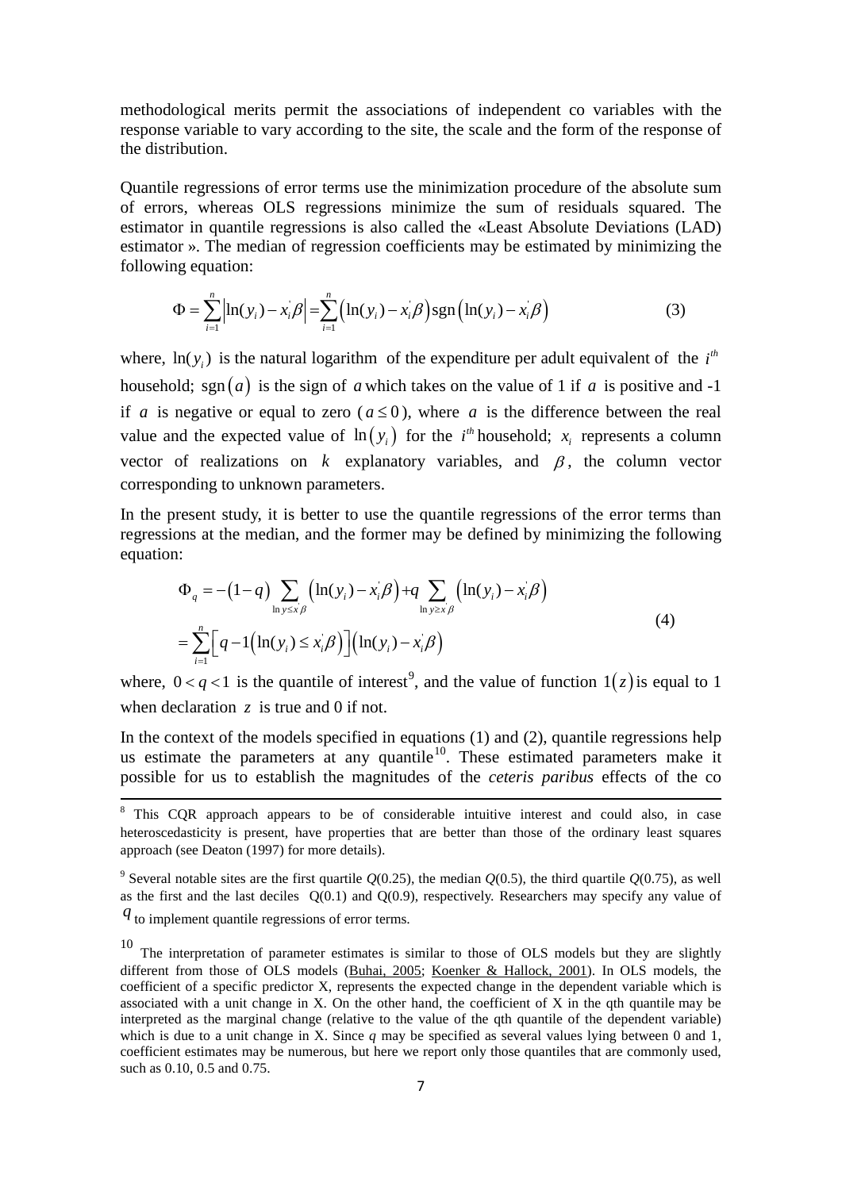methodological merits permit the associations of independent co variables with the response variable to vary according to the site, the scale and the form of the response of the distribution.

Quantile regressions of error terms use the minimization procedure of the absolute sum of errors, whereas OLS regressions minimize the sum of residuals squared. The estimator in quantile regressions is also called the «Least Absolute Deviations (LAD) estimator ». The median of regression coefficients may be estimated by minimizing the following equation:

$$\Phi = \sum_{i=1}^{n} \left| \ln(y_i) - x_i^{'}\beta \right| = \sum_{i=1}^{n} \left( \ln(y_i) - x_i^{'}\beta \right) \operatorname{sgn}\left( \ln(y_i) - x_i^{'}\beta \right) \tag{3}$$

where, $\ln(y_i)$ is the natural logarithm of the expenditure per adult equivalent of the $i^{th}$ household; $\operatorname{sgn}(a)$ is the sign of $a$ which takes on the value of 1 if $a$ is positive and -1 if $a$ is negative or equal to zero ($a \leq 0$), where $a$ is the difference between the real value and the expected value of $\ln(y_i)$ for the $i^{th}$ household; $x_i$ represents a column vector of realizations on $k$ explanatory variables, and $\beta$, the column vector corresponding to unknown parameters.

In the present study, it is better to use the quantile regressions of the error terms than regressions at the median, and the former may be defined by minimizing the following equation:

$$\begin{aligned} \Phi_q &= -(1-q) \sum_{\ln y \leq x^{'}\beta} \left( \ln(y_i) - x_i^{'}\beta \right) + q \sum_{\ln y \geq x^{'}\beta} \left( \ln(y_i) - x_i^{'}\beta \right) \\ &= \sum_{i=1}^{n} \left[ q - 1\left( \ln(y_i) \leq x_i^{'}\beta \right) \right] \left( \ln(y_i) - x_i^{'}\beta \right) \end{aligned} \tag{4}$$

where, $0 < q < 1$ is the quantile of interest[9], and the value of function $1(z)$ is equal to 1 when declaration $z$ is true and 0 if not.

In the context of the models specified in equations (1) and (2), quantile regressions help us estimate the parameters at any quantile[10]. These estimated parameters make it possible for us to establish the magnitudes of the *ceteris paribus* effects of the co

---

[8] This CQR approach appears to be of considerable intuitive interest and could also, in case heteroscedasticity is present, have properties that are better than those of the ordinary least squares approach (see Deaton (1997) for more details).

[9] Several notable sites are the first quartile *Q*(0.25), the median *Q*(0.5), the third quartile *Q*(0.75), as well as the first and the last deciles Q(0.1) and Q(0.9), respectively. Researchers may specify any value of $q$ to implement quantile regressions of error terms.

[10] The interpretation of parameter estimates is similar to those of OLS models but they are slightly different from those of OLS models (Buhai, 2005; Koenker & Hallock, 2001). In OLS models, the coefficient of a specific predictor X, represents the expected change in the dependent variable which is associated with a unit change in X. On the other hand, the coefficient of X in the qth quantile may be interpreted as the marginal change (relative to the value of the qth quantile of the dependent variable) which is due to a unit change in X. Since *q* may be specified as several values lying between 0 and 1, coefficient estimates may be numerous, but here we report only those quantiles that are commonly used, such as 0.10, 0.5 and 0.75.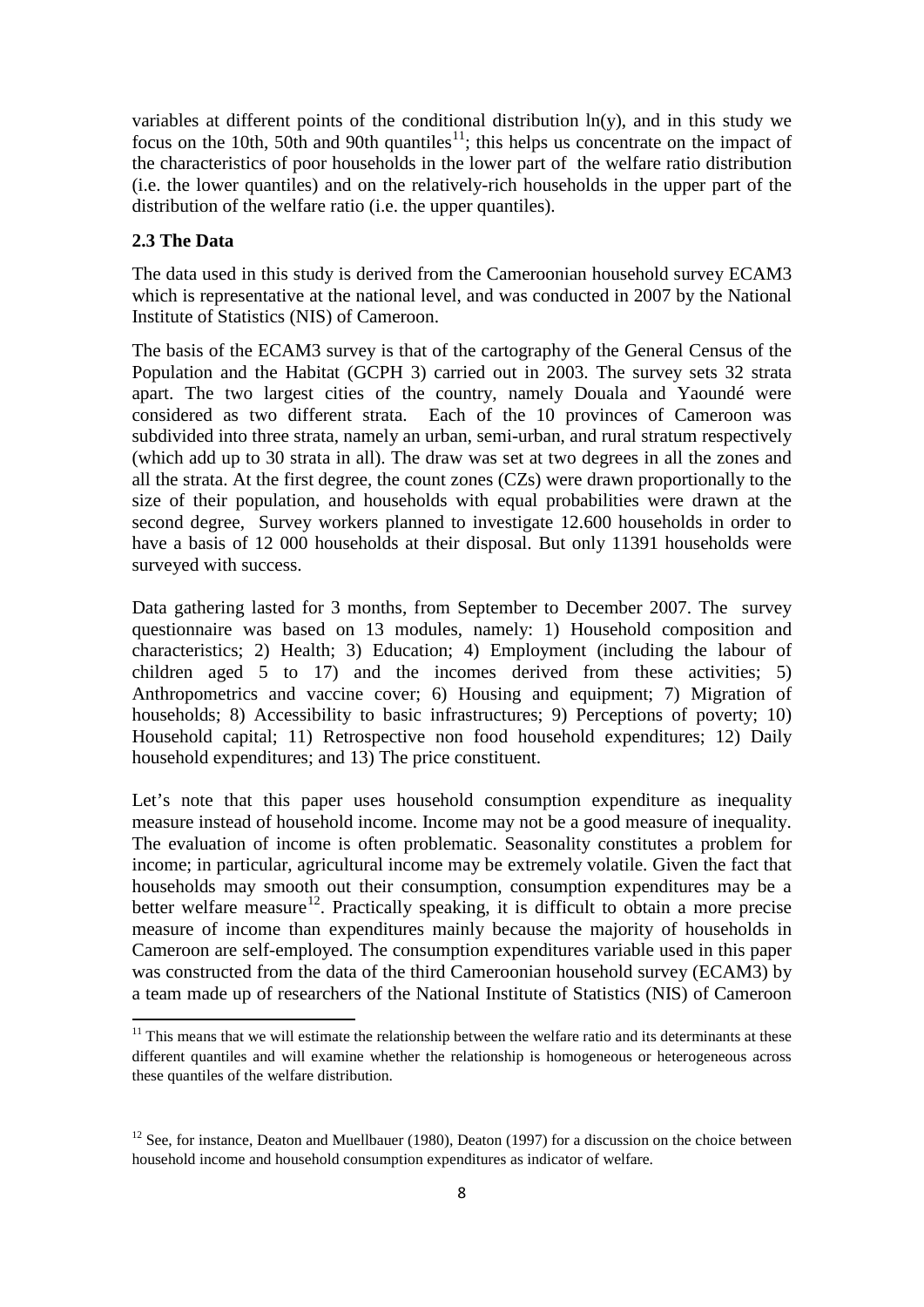variables at different points of the conditional distribution ln(y), and in this study we focus on the 10th, 50th and 90th quantiles[11]; this helps us concentrate on the impact of the characteristics of poor households in the lower part of the welfare ratio distribution (i.e. the lower quantiles) and on the relatively-rich households in the upper part of the distribution of the welfare ratio (i.e. the upper quantiles).

### 2.3 The Data

The data used in this study is derived from the Cameroonian household survey ECAM3 which is representative at the national level, and was conducted in 2007 by the National Institute of Statistics (NIS) of Cameroon.

The basis of the ECAM3 survey is that of the cartography of the General Census of the Population and the Habitat (GCPH 3) carried out in 2003. The survey sets 32 strata apart. The two largest cities of the country, namely Douala and Yaoundé were considered as two different strata. Each of the 10 provinces of Cameroon was subdivided into three strata, namely an urban, semi-urban, and rural stratum respectively (which add up to 30 strata in all). The draw was set at two degrees in all the zones and all the strata. At the first degree, the count zones (CZs) were drawn proportionally to the size of their population, and households with equal probabilities were drawn at the second degree, Survey workers planned to investigate 12.600 households in order to have a basis of 12 000 households at their disposal. But only 11391 households were surveyed with success.

Data gathering lasted for 3 months, from September to December 2007. The survey questionnaire was based on 13 modules, namely: 1) Household composition and characteristics; 2) Health; 3) Education; 4) Employment (including the labour of children aged 5 to 17) and the incomes derived from these activities; 5) Anthropometrics and vaccine cover; 6) Housing and equipment; 7) Migration of households; 8) Accessibility to basic infrastructures; 9) Perceptions of poverty; 10) Household capital; 11) Retrospective non food household expenditures; 12) Daily household expenditures; and 13) The price constituent.

Let's note that this paper uses household consumption expenditure as inequality measure instead of household income. Income may not be a good measure of inequality. The evaluation of income is often problematic. Seasonality constitutes a problem for income; in particular, agricultural income may be extremely volatile. Given the fact that households may smooth out their consumption, consumption expenditures may be a better welfare measure[12]. Practically speaking, it is difficult to obtain a more precise measure of income than expenditures mainly because the majority of households in Cameroon are self-employed. The consumption expenditures variable used in this paper was constructed from the data of the third Cameroonian household survey (ECAM3) by a team made up of researchers of the National Institute of Statistics (NIS) of Cameroon

[11] This means that we will estimate the relationship between the welfare ratio and its determinants at these different quantiles and will examine whether the relationship is homogeneous or heterogeneous across these quantiles of the welfare distribution.

[12] See, for instance, Deaton and Muellbauer (1980), Deaton (1997) for a discussion on the choice between household income and household consumption expenditures as indicator of welfare.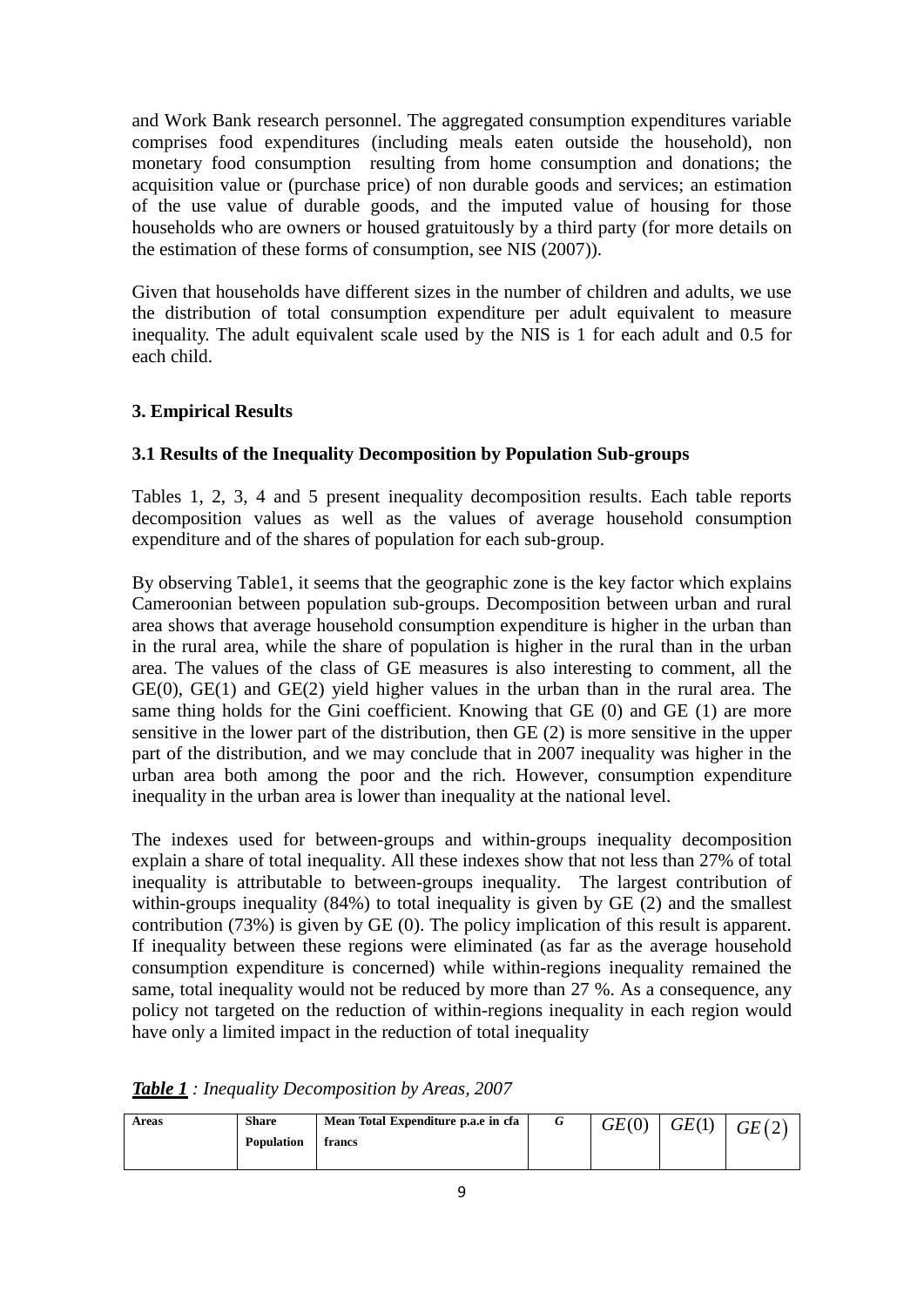and Work Bank research personnel. The aggregated consumption expenditures variable comprises food expenditures (including meals eaten outside the household), non monetary food consumption resulting from home consumption and donations; the acquisition value or (purchase price) of non durable goods and services; an estimation of the use value of durable goods, and the imputed value of housing for those households who are owners or housed gratuitously by a third party (for more details on the estimation of these forms of consumption, see NIS (2007)).

Given that households have different sizes in the number of children and adults, we use the distribution of total consumption expenditure per adult equivalent to measure inequality. The adult equivalent scale used by the NIS is 1 for each adult and 0.5 for each child.

### 3. Empirical Results

### 3.1 Results of the Inequality Decomposition by Population Sub-groups

Tables 1, 2, 3, 4 and 5 present inequality decomposition results. Each table reports decomposition values as well as the values of average household consumption expenditure and of the shares of population for each sub-group.

By observing Table1, it seems that the geographic zone is the key factor which explains Cameroonian between population sub-groups. Decomposition between urban and rural area shows that average household consumption expenditure is higher in the urban than in the rural area, while the share of population is higher in the rural than in the urban area. The values of the class of GE measures is also interesting to comment, all the GE(0), GE(1) and GE(2) yield higher values in the urban than in the rural area. The same thing holds for the Gini coefficient. Knowing that GE (0) and GE (1) are more sensitive in the lower part of the distribution, then GE (2) is more sensitive in the upper part of the distribution, and we may conclude that in 2007 inequality was higher in the urban area both among the poor and the rich. However, consumption expenditure inequality in the urban area is lower than inequality at the national level.

The indexes used for between-groups and within-groups inequality decomposition explain a share of total inequality. All these indexes show that not less than 27% of total inequality is attributable to between-groups inequality. The largest contribution of within-groups inequality (84%) to total inequality is given by GE (2) and the smallest contribution (73%) is given by GE (0). The policy implication of this result is apparent. If inequality between these regions were eliminated (as far as the average household consumption expenditure is concerned) while within-regions inequality remained the same, total inequality would not be reduced by more than 27 %. As a consequence, any policy not targeted on the reduction of within-regions inequality in each region would have only a limited impact in the reduction of total inequality

***Table 1*** *: Inequality Decomposition by Areas, 2007*

| Areas | Share Population | Mean Total Expenditure p.a.e in cfa francs | G | $GE(0)$ | $GE(1)$ | $GE(2)$ |
|---|---|---|---|---|---|---|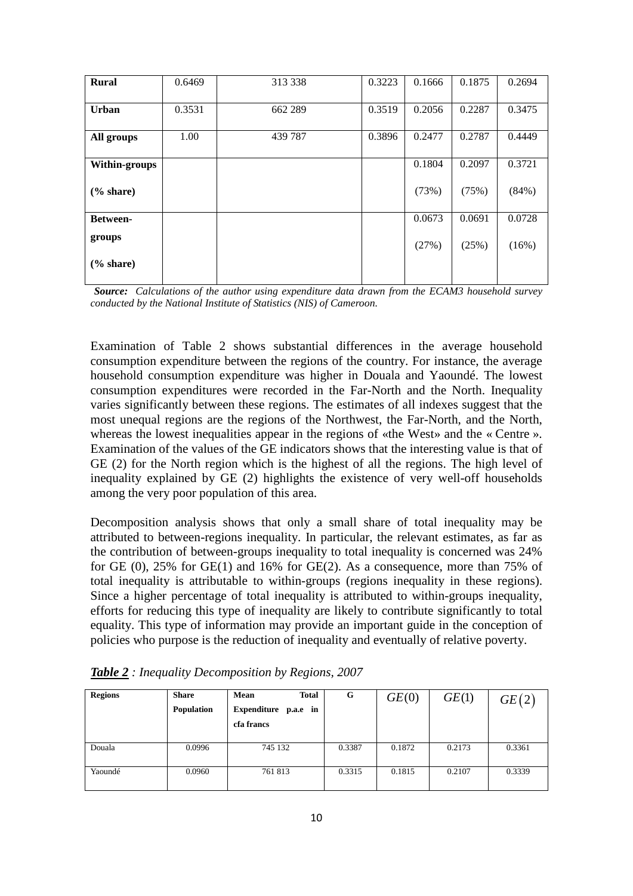| Rural | 0.6469 | 313 338 | 0.3223 | 0.1666 | 0.1875 | 0.2694 |
|---|---|---|---|---|---|---|
| Urban | 0.3531 | 662 289 | 0.3519 | 0.2056 | 0.2287 | 0.3475 |
| All groups | 1.00 | 439 787 | 0.3896 | 0.2477 | 0.2787 | 0.4449 |
| Within-groups (% share) | | | | 0.1804 (73%) | 0.2097 (75%) | 0.3721 (84%) |
| Between-groups (% share) | | | | 0.0673 (27%) | 0.0691 (25%) | 0.0728 (16%) |

***Source:*** *Calculations of the author using expenditure data drawn from the ECAM3 household survey conducted by the National Institute of Statistics (NIS) of Cameroon.*

Examination of Table 2 shows substantial differences in the average household consumption expenditure between the regions of the country. For instance, the average household consumption expenditure was higher in Douala and Yaoundé. The lowest consumption expenditures were recorded in the Far-North and the North. Inequality varies significantly between these regions. The estimates of all indexes suggest that the most unequal regions are the regions of the Northwest, the Far-North, and the North, whereas the lowest inequalities appear in the regions of «the West» and the « Centre ». Examination of the values of the GE indicators shows that the interesting value is that of GE (2) for the North region which is the highest of all the regions. The high level of inequality explained by GE (2) highlights the existence of very well-off households among the very poor population of this area.

Decomposition analysis shows that only a small share of total inequality may be attributed to between-regions inequality. In particular, the relevant estimates, as far as the contribution of between-groups inequality to total inequality is concerned was 24% for GE (0), 25% for GE(1) and 16% for GE(2). As a consequence, more than 75% of total inequality is attributable to within-groups (regions inequality in these regions). Since a higher percentage of total inequality is attributed to within-groups inequality, efforts for reducing this type of inequality are likely to contribute significantly to total equality. This type of information may provide an important guide in the conception of policies who purpose is the reduction of inequality and eventually of relative poverty.

***Table 2*** *: Inequality Decomposition by Regions, 2007*

| Regions | Share Population | Mean Total Expenditure p.a.e in cfa francs | G | $GE(0)$ | $GE(1)$ | $GE(2)$ |
|---|---|---|---|---|---|---|
| Douala | 0.0996 | 745 132 | 0.3387 | 0.1872 | 0.2173 | 0.3361 |
| Yaoundé | 0.0960 | 761 813 | 0.3315 | 0.1815 | 0.2107 | 0.3339 |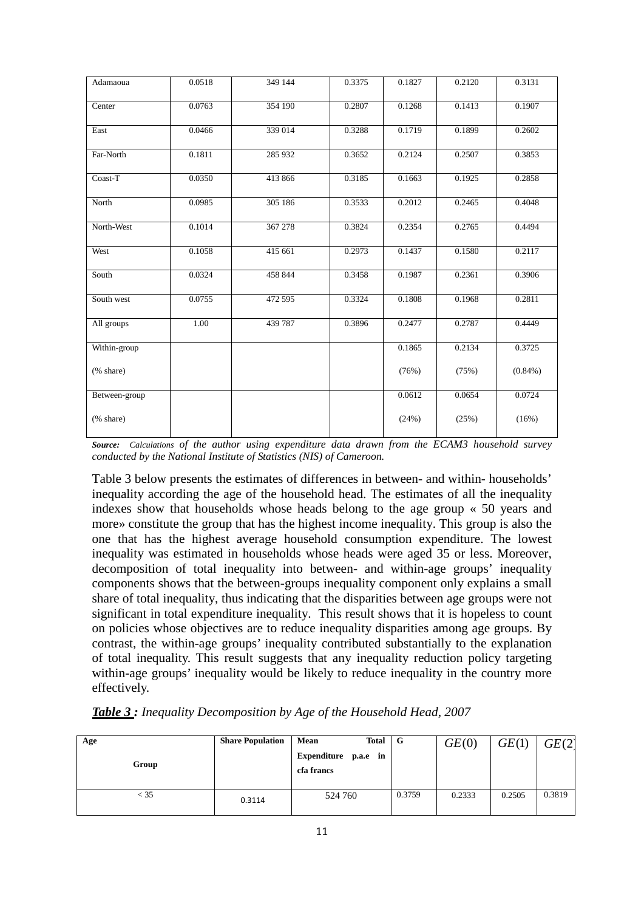| Adamaoua | 0.0518 | 349 144 | 0.3375 | 0.1827 | 0.2120 | 0.3131 |
|---|---|---|---|---|---|---|
| Center | 0.0763 | 354 190 | 0.2807 | 0.1268 | 0.1413 | 0.1907 |
| East | 0.0466 | 339 014 | 0.3288 | 0.1719 | 0.1899 | 0.2602 |
| Far-North | 0.1811 | 285 932 | 0.3652 | 0.2124 | 0.2507 | 0.3853 |
| Coast-T | 0.0350 | 413 866 | 0.3185 | 0.1663 | 0.1925 | 0.2858 |
| North | 0.0985 | 305 186 | 0.3533 | 0.2012 | 0.2465 | 0.4048 |
| North-West | 0.1014 | 367 278 | 0.3824 | 0.2354 | 0.2765 | 0.4494 |
| West | 0.1058 | 415 661 | 0.2973 | 0.1437 | 0.1580 | 0.2117 |
| South | 0.0324 | 458 844 | 0.3458 | 0.1987 | 0.2361 | 0.3906 |
| South west | 0.0755 | 472 595 | 0.3324 | 0.1808 | 0.1968 | 0.2811 |
| All groups | 1.00 | 439 787 | 0.3896 | 0.2477 | 0.2787 | 0.4449 |
| Within-group (% share) | | | | 0.1865 (76%) | 0.2134 (75%) | 0.3725 (0.84%) |
| Between-group (% share) | | | | 0.0612 (24%) | 0.0654 (25%) | 0.0724 (16%) |

***Source:*** *Calculations of the author using expenditure data drawn from the ECAM3 household survey conducted by the National Institute of Statistics (NIS) of Cameroon.*

Table 3 below presents the estimates of differences in between- and within- households' inequality according the age of the household head. The estimates of all the inequality indexes show that households whose heads belong to the age group « 50 years and more» constitute the group that has the highest income inequality. This group is also the one that has the highest average household consumption expenditure. The lowest inequality was estimated in households whose heads were aged 35 or less. Moreover, decomposition of total inequality into between- and within-age groups' inequality components shows that the between-groups inequality component only explains a small share of total inequality, thus indicating that the disparities between age groups were not significant in total expenditure inequality. This result shows that it is hopeless to count on policies whose objectives are to reduce inequality disparities among age groups. By contrast, the within-age groups' inequality contributed substantially to the explanation of total inequality. This result suggests that any inequality reduction policy targeting within-age groups' inequality would be likely to reduce inequality in the country more effectively.

***Table 3 :*** *Inequality Decomposition by Age of the Household Head, 2007*

| Age Group | Share Population | Mean Total Expenditure p.a.e in cfa francs | G | $GE(0)$ | $GE(1)$ | $GE(2)$ |
|---|---|---|---|---|---|---|
| < 35 | 0.3114 | 524 760 | 0.3759 | 0.2333 | 0.2505 | 0.3819 |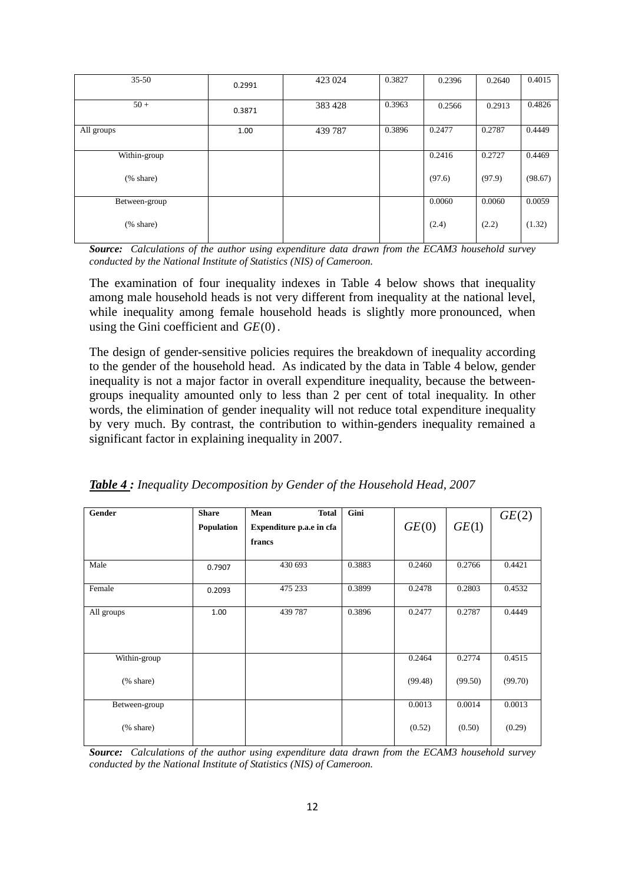| 35-50 | 0.2991 | 423 024 | 0.3827 | 0.2396 | 0.2640 | 0.4015 |
|---|---|---|---|---|---|---|
| 50 + | 0.3871 | 383 428 | 0.3963 | 0.2566 | 0.2913 | 0.4826 |
| All groups | 1.00 | 439 787 | 0.3896 | 0.2477 | 0.2787 | 0.4449 |
| Within-group<br>(% share) | | | | 0.2416<br>(97.6) | 0.2727<br>(97.9) | 0.4469<br>(98.67) |
| Between-group<br>(% share) | | | | 0.0060<br>(2.4) | 0.0060<br>(2.2) | 0.0059<br>(1.32) |

***Source:*** *Calculations of the author using expenditure data drawn from the ECAM3 household survey conducted by the National Institute of Statistics (NIS) of Cameroon.*

The examination of four inequality indexes in Table 4 below shows that inequality among male household heads is not very different from inequality at the national level, while inequality among female household heads is slightly more pronounced, when using the Gini coefficient and $GE(0)$.

The design of gender-sensitive policies requires the breakdown of inequality according to the gender of the household head. As indicated by the data in Table 4 below, gender inequality is not a major factor in overall expenditure inequality, because the between-groups inequality amounted only to less than 2 per cent of total inequality. In other words, the elimination of gender inequality will not reduce total expenditure inequality by very much. By contrast, the contribution to within-genders inequality remained a significant factor in explaining inequality in 2007.

***Table 4 :*** *Inequality Decomposition by Gender of the Household Head, 2007*

| **Gender** | **Share Population** | **Mean Total Expenditure p.a.e in cfa francs** | **Gini** | $GE(0)$ | $GE(1)$ | $GE(2)$ |
|---|---|---|---|---|---|---|
| Male | 0.7907 | 430 693 | 0.3883 | 0.2460 | 0.2766 | 0.4421 |
| Female | 0.2093 | 475 233 | 0.3899 | 0.2478 | 0.2803 | 0.4532 |
| All groups | 1.00 | 439 787 | 0.3896 | 0.2477 | 0.2787 | 0.4449 |
| Within-group<br>(% share) | | | | 0.2464<br>(99.48) | 0.2774<br>(99.50) | 0.4515<br>(99.70) |
| Between-group<br>(% share) | | | | 0.0013<br>(0.52) | 0.0014<br>(0.50) | 0.0013<br>(0.29) |

***Source:*** *Calculations of the author using expenditure data drawn from the ECAM3 household survey conducted by the National Institute of Statistics (NIS) of Cameroon.*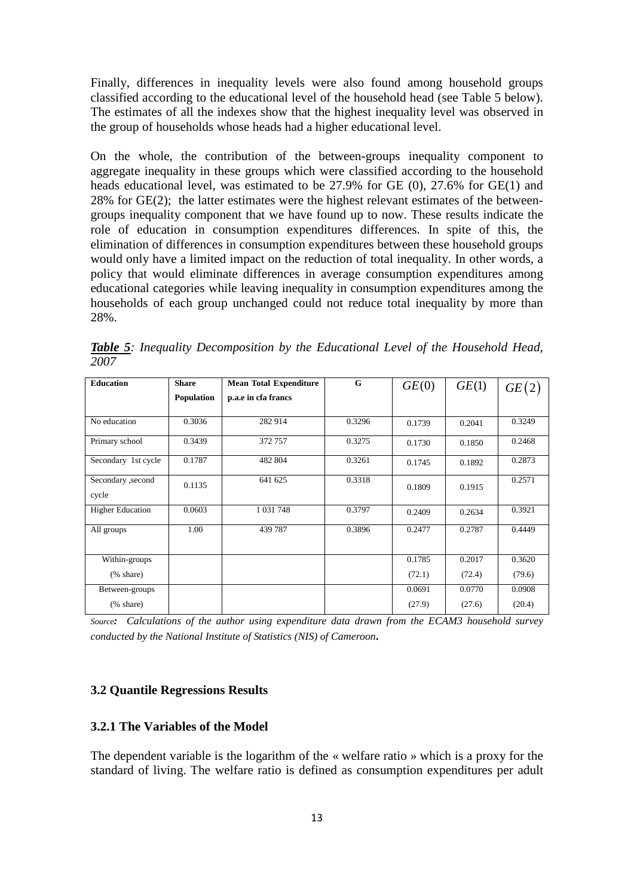Finally, differences in inequality levels were also found among household groups classified according to the educational level of the household head (see Table 5 below). The estimates of all the indexes show that the highest inequality level was observed in the group of households whose heads had a higher educational level.

On the whole, the contribution of the between-groups inequality component to aggregate inequality in these groups which were classified according to the household heads educational level, was estimated to be 27.9% for GE (0), 27.6% for GE(1) and 28% for GE(2); the latter estimates were the highest relevant estimates of the between-groups inequality component that we have found up to now. These results indicate the role of education in consumption expenditures differences. In spite of this, the elimination of differences in consumption expenditures between these household groups would only have a limited impact on the reduction of total inequality. In other words, a policy that would eliminate differences in average consumption expenditures among educational categories while leaving inequality in consumption expenditures among the households of each group unchanged could not reduce total inequality by more than 28%.

***Table 5****: Inequality Decomposition by the Educational Level of the Household Head, 2007*

| Education | Share Population | Mean Total Expenditure p.a.e in cfa francs | G | $GE(0)$ | $GE(1)$ | $GE(2)$ |
|---|---|---|---|---|---|---|
| No education | 0.3036 | 282 914 | 0.3296 | 0.1739 | 0.2041 | 0.3249 |
| Primary school | 0.3439 | 372 757 | 0.3275 | 0.1730 | 0.1850 | 0.2468 |
| Secondary 1st cycle | 0.1787 | 482 804 | 0.3261 | 0.1745 | 0.1892 | 0.2873 |
| Secondary ,second cycle | 0.1135 | 641 625 | 0.3318 | 0.1809 | 0.1915 | 0.2571 |
| Higher Education | 0.0603 | 1 031 748 | 0.3797 | 0.2409 | 0.2634 | 0.3921 |
| All groups | 1.00 | 439 787 | 0.3896 | 0.2477 | 0.2787 | 0.4449 |
| Within-groups (% share) | | | | 0.1785 (72.1) | 0.2017 (72.4) | 0.3620 (79.6) |
| Between-groups (% share) | | | | 0.0691 (27.9) | 0.0770 (27.6) | 0.0908 (20.4) |

*Source:* *Calculations of the author using expenditure data drawn from the ECAM3 household survey conducted by the National Institute of Statistics (NIS) of Cameroon.*

### 3.2 Quantile Regressions Results

#### 3.2.1 The Variables of the Model

The dependent variable is the logarithm of the « welfare ratio » which is a proxy for the standard of living. The welfare ratio is defined as consumption expenditures per adult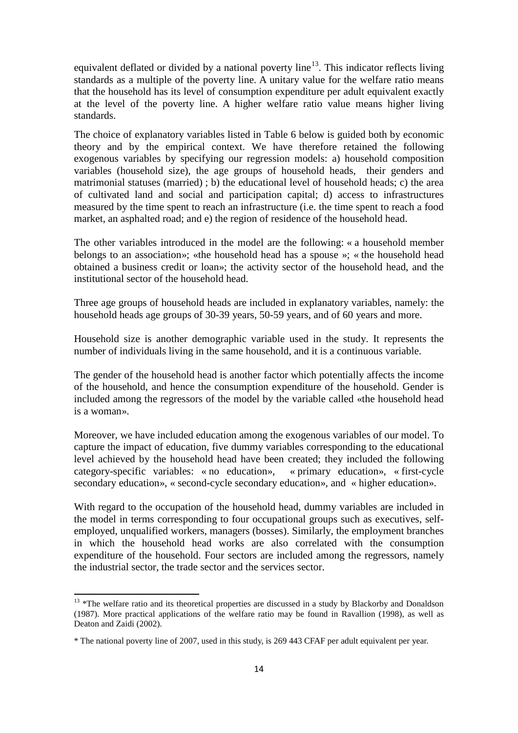equivalent deflated or divided by a national poverty line[13]. This indicator reflects living standards as a multiple of the poverty line. A unitary value for the welfare ratio means that the household has its level of consumption expenditure per adult equivalent exactly at the level of the poverty line. A higher welfare ratio value means higher living standards.

The choice of explanatory variables listed in Table 6 below is guided both by economic theory and by the empirical context. We have therefore retained the following exogenous variables by specifying our regression models: a) household composition variables (household size), the age groups of household heads, their genders and matrimonial statuses (married) ; b) the educational level of household heads; c) the area of cultivated land and social and participation capital; d) access to infrastructures measured by the time spent to reach an infrastructure (i.e. the time spent to reach a food market, an asphalted road; and e) the region of residence of the household head.

The other variables introduced in the model are the following: « a household member belongs to an association»; «the household head has a spouse »; « the household head obtained a business credit or loan»; the activity sector of the household head, and the institutional sector of the household head.

Three age groups of household heads are included in explanatory variables, namely: the household heads age groups of 30-39 years, 50-59 years, and of 60 years and more.

Household size is another demographic variable used in the study. It represents the number of individuals living in the same household, and it is a continuous variable.

The gender of the household head is another factor which potentially affects the income of the household, and hence the consumption expenditure of the household. Gender is included among the regressors of the model by the variable called «the household head is a woman».

Moreover, we have included education among the exogenous variables of our model. To capture the impact of education, five dummy variables corresponding to the educational level achieved by the household head have been created; they included the following category-specific variables: « no education», « primary education», « first-cycle secondary education», « second-cycle secondary education», and « higher education».

With regard to the occupation of the household head, dummy variables are included in the model in terms corresponding to four occupational groups such as executives, self-employed, unqualified workers, managers (bosses). Similarly, the employment branches in which the household head works are also correlated with the consumption expenditure of the household. Four sectors are included among the regressors, namely the industrial sector, the trade sector and the services sector.

---

[13] *The welfare ratio and its theoretical properties are discussed in a study by Blackorby and Donaldson (1987). More practical applications of the welfare ratio may be found in Ravallion (1998), as well as Deaton and Zaidi (2002).

* The national poverty line of 2007, used in this study, is 269 443 CFAF per adult equivalent per year.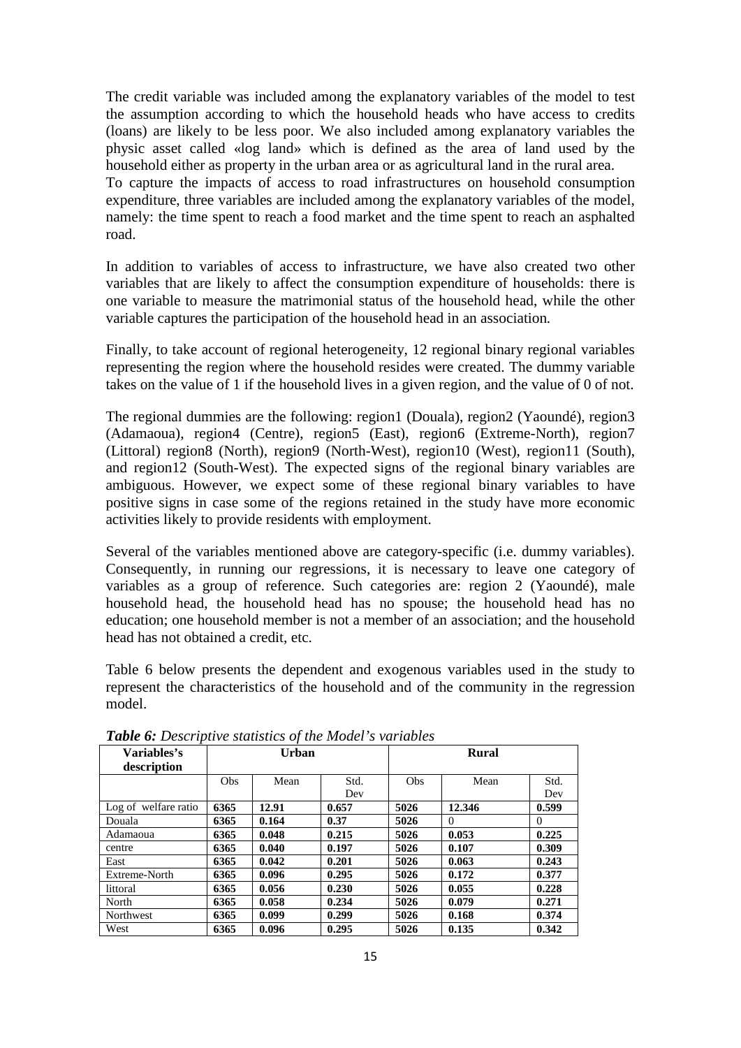The credit variable was included among the explanatory variables of the model to test the assumption according to which the household heads who have access to credits (loans) are likely to be less poor. We also included among explanatory variables the physic asset called «log land» which is defined as the area of land used by the household either as property in the urban area or as agricultural land in the rural area.
To capture the impacts of access to road infrastructures on household consumption expenditure, three variables are included among the explanatory variables of the model, namely: the time spent to reach a food market and the time spent to reach an asphalted road.

In addition to variables of access to infrastructure, we have also created two other variables that are likely to affect the consumption expenditure of households: there is one variable to measure the matrimonial status of the household head, while the other variable captures the participation of the household head in an association.

Finally, to take account of regional heterogeneity, 12 regional binary regional variables representing the region where the household resides were created. The dummy variable takes on the value of 1 if the household lives in a given region, and the value of 0 of not.

The regional dummies are the following: region1 (Douala), region2 (Yaoundé), region3 (Adamaoua), region4 (Centre), region5 (East), region6 (Extreme-North), region7 (Littoral) region8 (North), region9 (North-West), region10 (West), region11 (South), and region12 (South-West). The expected signs of the regional binary variables are ambiguous. However, we expect some of these regional binary variables to have positive signs in case some of the regions retained in the study have more economic activities likely to provide residents with employment.

Several of the variables mentioned above are category-specific (i.e. dummy variables). Consequently, in running our regressions, it is necessary to leave one category of variables as a group of reference. Such categories are: region 2 (Yaoundé), male household head, the household head has no spouse; the household head has no education; one household member is not a member of an association; and the household head has not obtained a credit, etc.

Table 6 below presents the dependent and exogenous variables used in the study to represent the characteristics of the household and of the community in the regression model.

***Table 6:*** *Descriptive statistics of the Model's variables*

| Variables's description | Urban | | | Rural | | |
|---|---|---|---|---|---|---|
| | Obs | Mean | Std. Dev | Obs | Mean | Std. Dev |
| Log of welfare ratio | **6365** | **12.91** | **0.657** | **5026** | **12.346** | **0.599** |
| Douala | **6365** | **0.164** | **0.37** | **5026** | 0 | 0 |
| Adamaoua | **6365** | **0.048** | **0.215** | **5026** | **0.053** | **0.225** |
| centre | **6365** | **0.040** | **0.197** | **5026** | **0.107** | **0.309** |
| East | **6365** | **0.042** | **0.201** | **5026** | **0.063** | **0.243** |
| Extreme-North | **6365** | **0.096** | **0.295** | **5026** | **0.172** | **0.377** |
| littoral | **6365** | **0.056** | **0.230** | **5026** | **0.055** | **0.228** |
| North | **6365** | **0.058** | **0.234** | **5026** | **0.079** | **0.271** |
| Northwest | **6365** | **0.099** | **0.299** | **5026** | **0.168** | **0.374** |
| West | **6365** | **0.096** | **0.295** | **5026** | **0.135** | **0.342** |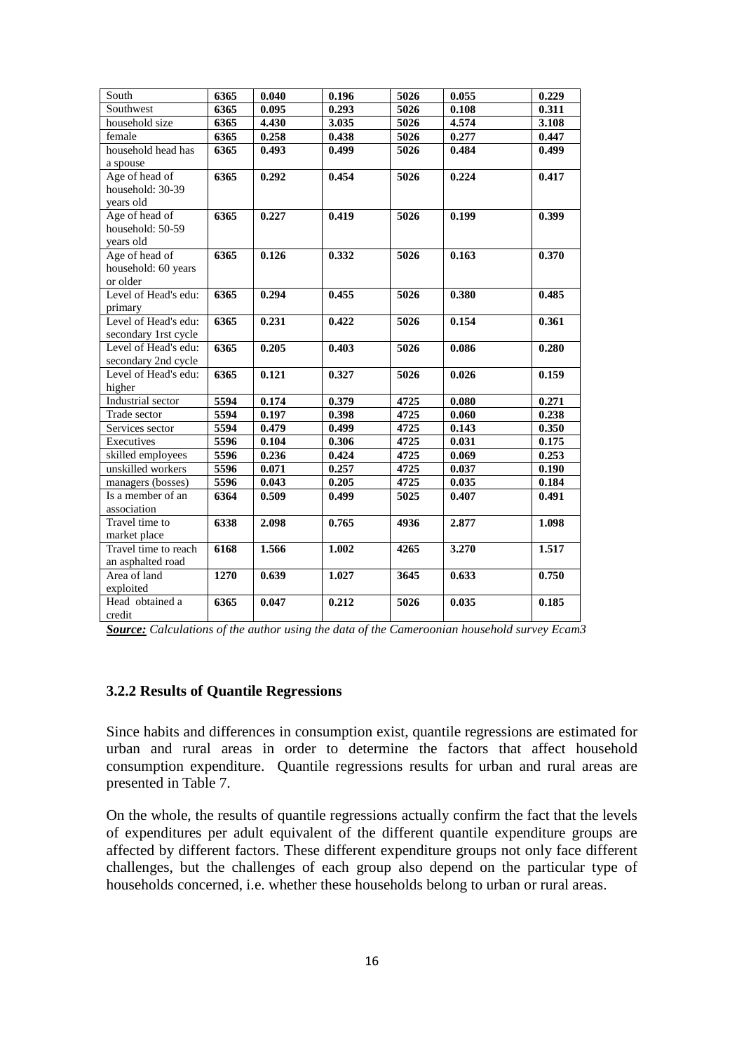| | | | | | | |
|---|---|---|---|---|---|---|
| South | **6365** | **0.040** | **0.196** | **5026** | **0.055** | **0.229** |
| Southwest | **6365** | **0.095** | **0.293** | **5026** | **0.108** | **0.311** |
| household size | **6365** | **4.430** | **3.035** | **5026** | **4.574** | **3.108** |
| female | **6365** | **0.258** | **0.438** | **5026** | **0.277** | **0.447** |
| household head has a spouse | **6365** | **0.493** | **0.499** | **5026** | **0.484** | **0.499** |
| Age of head of household: 30-39 years old | **6365** | **0.292** | **0.454** | **5026** | **0.224** | **0.417** |
| Age of head of household: 50-59 years old | **6365** | **0.227** | **0.419** | **5026** | **0.199** | **0.399** |
| Age of head of household: 60 years or older | **6365** | **0.126** | **0.332** | **5026** | **0.163** | **0.370** |
| Level of Head's edu: primary | **6365** | **0.294** | **0.455** | **5026** | **0.380** | **0.485** |
| Level of Head's edu: secondary 1rst cycle | **6365** | **0.231** | **0.422** | **5026** | **0.154** | **0.361** |
| Level of Head's edu: secondary 2nd cycle | **6365** | **0.205** | **0.403** | **5026** | **0.086** | **0.280** |
| Level of Head's edu: higher | **6365** | **0.121** | **0.327** | **5026** | **0.026** | **0.159** |
| Industrial sector | **5594** | **0.174** | **0.379** | **4725** | **0.080** | **0.271** |
| Trade sector | **5594** | **0.197** | **0.398** | **4725** | **0.060** | **0.238** |
| Services sector | **5594** | **0.479** | **0.499** | **4725** | **0.143** | **0.350** |
| Executives | **5596** | **0.104** | **0.306** | **4725** | **0.031** | **0.175** |
| skilled employees | **5596** | **0.236** | **0.424** | **4725** | **0.069** | **0.253** |
| unskilled workers | **5596** | **0.071** | **0.257** | **4725** | **0.037** | **0.190** |
| managers (bosses) | **5596** | **0.043** | **0.205** | **4725** | **0.035** | **0.184** |
| Is a member of an association | **6364** | **0.509** | **0.499** | **5025** | **0.407** | **0.491** |
| Travel time to market place | **6338** | **2.098** | **0.765** | **4936** | **2.877** | **1.098** |
| Travel time to reach an asphalted road | **6168** | **1.566** | **1.002** | **4265** | **3.270** | **1.517** |
| Area of land exploited | **1270** | **0.639** | **1.027** | **3645** | **0.633** | **0.750** |
| Head obtained a credit | **6365** | **0.047** | **0.212** | **5026** | **0.035** | **0.185** |

***Source:*** *Calculations of the author using the data of the Cameroonian household survey Ecam3*

### 3.2.2 Results of Quantile Regressions

Since habits and differences in consumption exist, quantile regressions are estimated for urban and rural areas in order to determine the factors that affect household consumption expenditure. Quantile regressions results for urban and rural areas are presented in Table 7.

On the whole, the results of quantile regressions actually confirm the fact that the levels of expenditures per adult equivalent of the different quantile expenditure groups are affected by different factors. These different expenditure groups not only face different challenges, but the challenges of each group also depend on the particular type of households concerned, i.e. whether these households belong to urban or rural areas.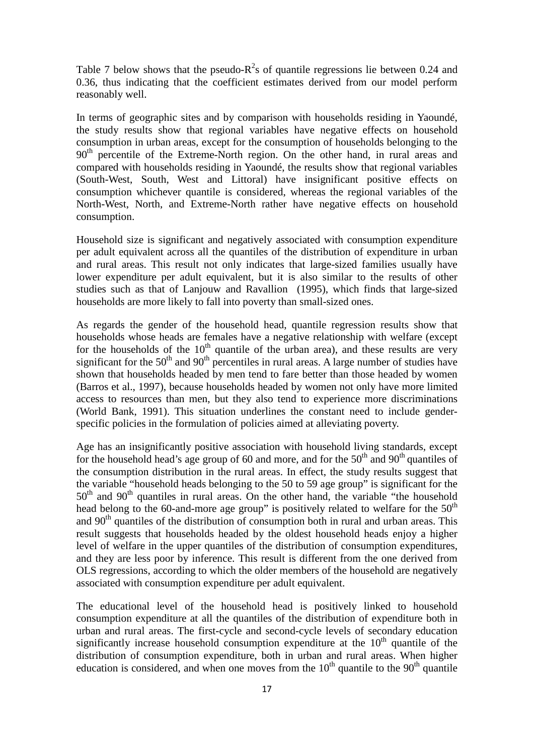Table 7 below shows that the pseudo-$R^2$s of quantile regressions lie between 0.24 and 0.36, thus indicating that the coefficient estimates derived from our model perform reasonably well.

In terms of geographic sites and by comparison with households residing in Yaoundé, the study results show that regional variables have negative effects on household consumption in urban areas, except for the consumption of households belonging to the 90th percentile of the Extreme-North region. On the other hand, in rural areas and compared with households residing in Yaoundé, the results show that regional variables (South-West, South, West and Littoral) have insignificant positive effects on consumption whichever quantile is considered, whereas the regional variables of the North-West, North, and Extreme-North rather have negative effects on household consumption.

Household size is significant and negatively associated with consumption expenditure per adult equivalent across all the quantiles of the distribution of expenditure in urban and rural areas. This result not only indicates that large-sized families usually have lower expenditure per adult equivalent, but it is also similar to the results of other studies such as that of Lanjouw and Ravallion (1995), which finds that large-sized households are more likely to fall into poverty than small-sized ones.

As regards the gender of the household head, quantile regression results show that households whose heads are females have a negative relationship with welfare (except for the households of the 10th quantile of the urban area), and these results are very significant for the 50th and 90th percentiles in rural areas. A large number of studies have shown that households headed by men tend to fare better than those headed by women (Barros et al., 1997), because households headed by women not only have more limited access to resources than men, but they also tend to experience more discriminations (World Bank, 1991). This situation underlines the constant need to include gender-specific policies in the formulation of policies aimed at alleviating poverty.

Age has an insignificantly positive association with household living standards, except for the household head's age group of 60 and more, and for the 50th and 90th quantiles of the consumption distribution in the rural areas. In effect, the study results suggest that the variable "household heads belonging to the 50 to 59 age group" is significant for the 50th and 90th quantiles in rural areas. On the other hand, the variable "the household head belong to the 60-and-more age group" is positively related to welfare for the 50th and 90th quantiles of the distribution of consumption both in rural and urban areas. This result suggests that households headed by the oldest household heads enjoy a higher level of welfare in the upper quantiles of the distribution of consumption expenditures, and they are less poor by inference. This result is different from the one derived from OLS regressions, according to which the older members of the household are negatively associated with consumption expenditure per adult equivalent.

The educational level of the household head is positively linked to household consumption expenditure at all the quantiles of the distribution of expenditure both in urban and rural areas. The first-cycle and second-cycle levels of secondary education significantly increase household consumption expenditure at the 10th quantile of the distribution of consumption expenditure, both in urban and rural areas. When higher education is considered, and when one moves from the 10th quantile to the 90th quantile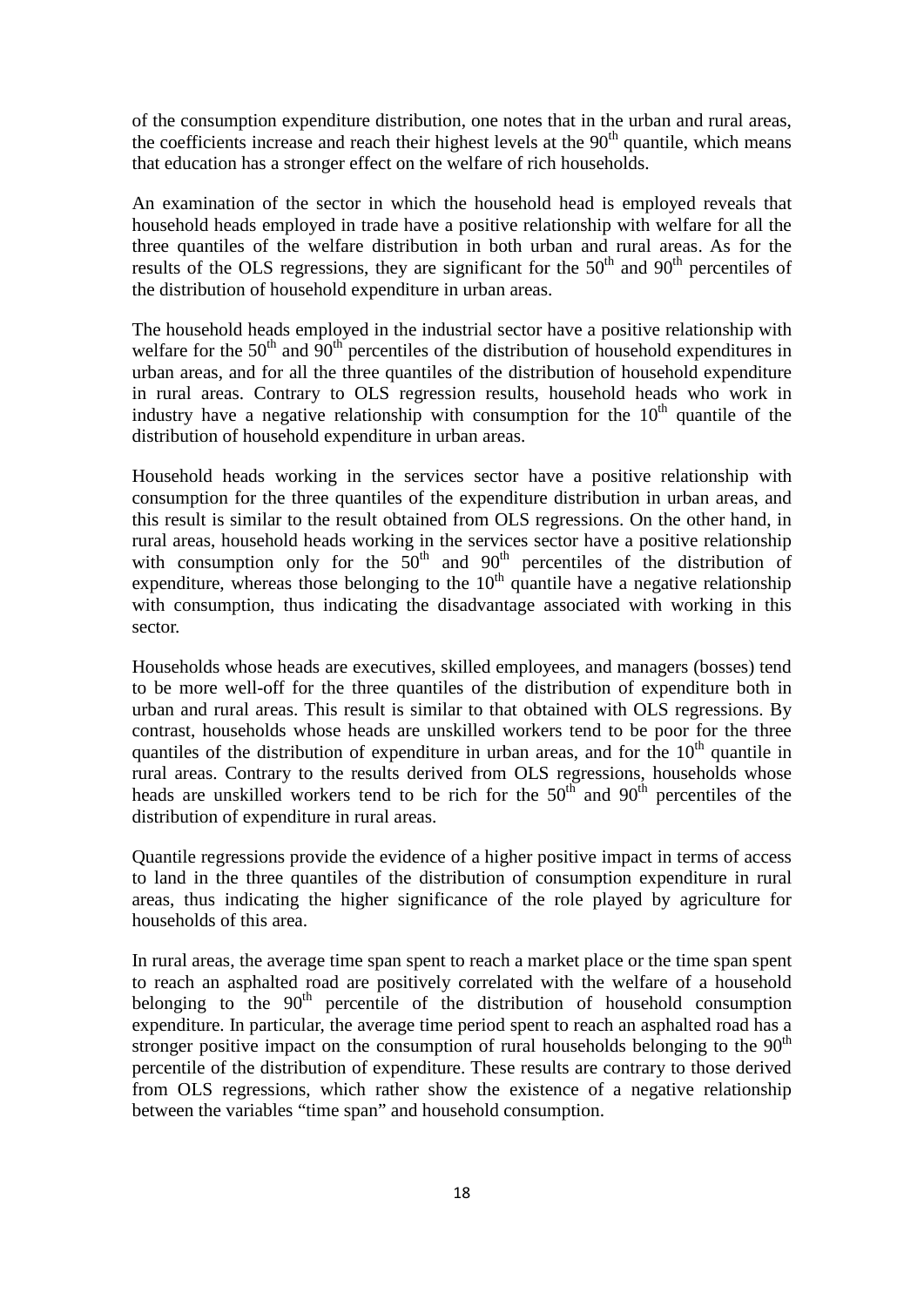of the consumption expenditure distribution, one notes that in the urban and rural areas, the coefficients increase and reach their highest levels at the $90^{th}$ quantile, which means that education has a stronger effect on the welfare of rich households.

An examination of the sector in which the household head is employed reveals that household heads employed in trade have a positive relationship with welfare for all the three quantiles of the welfare distribution in both urban and rural areas. As for the results of the OLS regressions, they are significant for the $50^{th}$ and $90^{th}$ percentiles of the distribution of household expenditure in urban areas.

The household heads employed in the industrial sector have a positive relationship with welfare for the $50^{th}$ and $90^{th}$ percentiles of the distribution of household expenditures in urban areas, and for all the three quantiles of the distribution of household expenditure in rural areas. Contrary to OLS regression results, household heads who work in industry have a negative relationship with consumption for the $10^{th}$ quantile of the distribution of household expenditure in urban areas.

Household heads working in the services sector have a positive relationship with consumption for the three quantiles of the expenditure distribution in urban areas, and this result is similar to the result obtained from OLS regressions. On the other hand, in rural areas, household heads working in the services sector have a positive relationship with consumption only for the $50^{th}$ and $90^{th}$ percentiles of the distribution of expenditure, whereas those belonging to the $10^{th}$ quantile have a negative relationship with consumption, thus indicating the disadvantage associated with working in this sector.

Households whose heads are executives, skilled employees, and managers (bosses) tend to be more well-off for the three quantiles of the distribution of expenditure both in urban and rural areas. This result is similar to that obtained with OLS regressions. By contrast, households whose heads are unskilled workers tend to be poor for the three quantiles of the distribution of expenditure in urban areas, and for the $10^{th}$ quantile in rural areas. Contrary to the results derived from OLS regressions, households whose heads are unskilled workers tend to be rich for the $50^{th}$ and $90^{th}$ percentiles of the distribution of expenditure in rural areas.

Quantile regressions provide the evidence of a higher positive impact in terms of access to land in the three quantiles of the distribution of consumption expenditure in rural areas, thus indicating the higher significance of the role played by agriculture for households of this area.

In rural areas, the average time span spent to reach a market place or the time span spent to reach an asphalted road are positively correlated with the welfare of a household belonging to the $90^{th}$ percentile of the distribution of household consumption expenditure. In particular, the average time period spent to reach an asphalted road has a stronger positive impact on the consumption of rural households belonging to the $90^{th}$ percentile of the distribution of expenditure. These results are contrary to those derived from OLS regressions, which rather show the existence of a negative relationship between the variables "time span" and household consumption.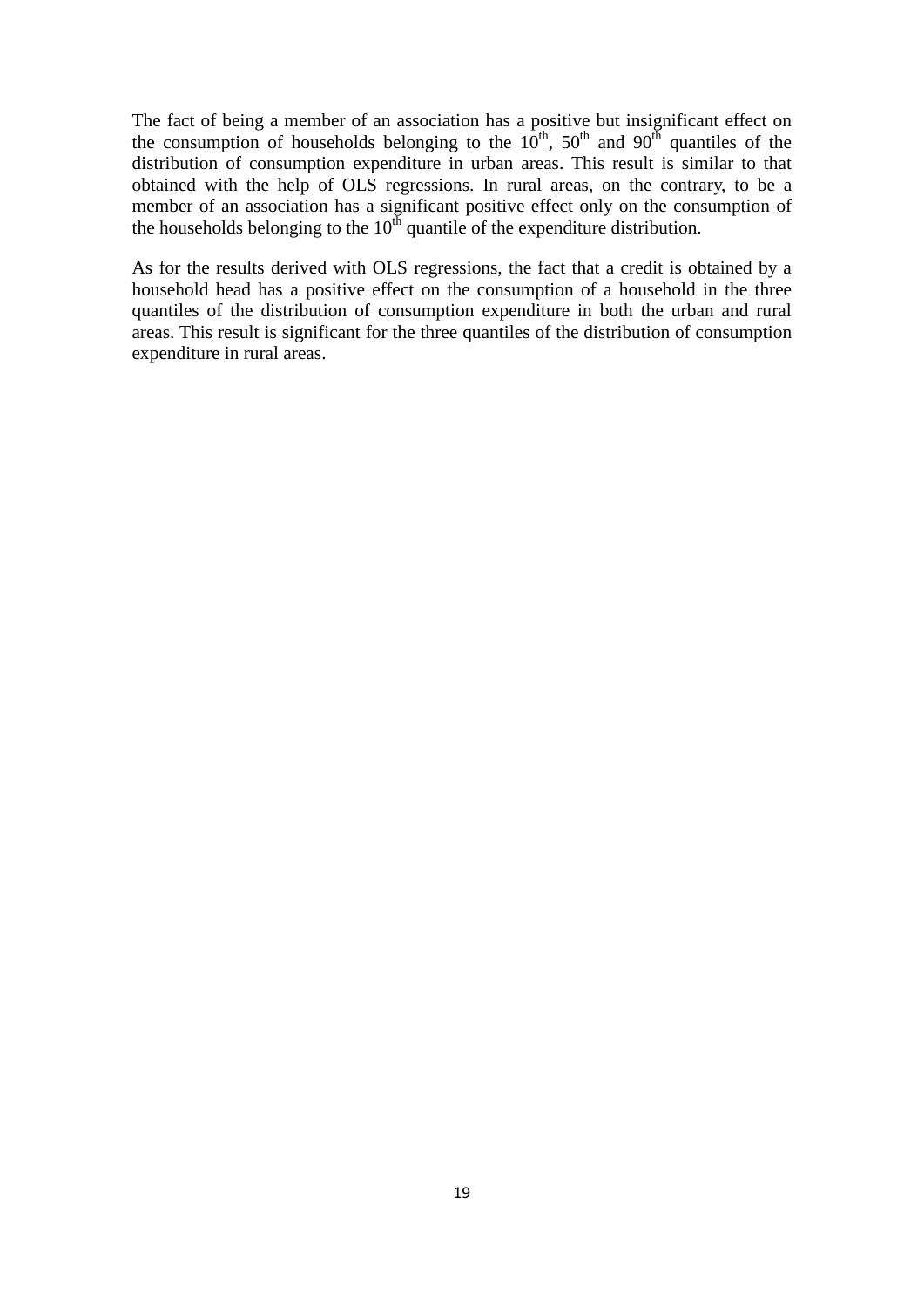The fact of being a member of an association has a positive but insignificant effect on the consumption of households belonging to the $10^{th}$, $50^{th}$ and $90^{th}$ quantiles of the distribution of consumption expenditure in urban areas. This result is similar to that obtained with the help of OLS regressions. In rural areas, on the contrary, to be a member of an association has a significant positive effect only on the consumption of the households belonging to the $10^{th}$ quantile of the expenditure distribution.

As for the results derived with OLS regressions, the fact that a credit is obtained by a household head has a positive effect on the consumption of a household in the three quantiles of the distribution of consumption expenditure in both the urban and rural areas. This result is significant for the three quantiles of the distribution of consumption expenditure in rural areas.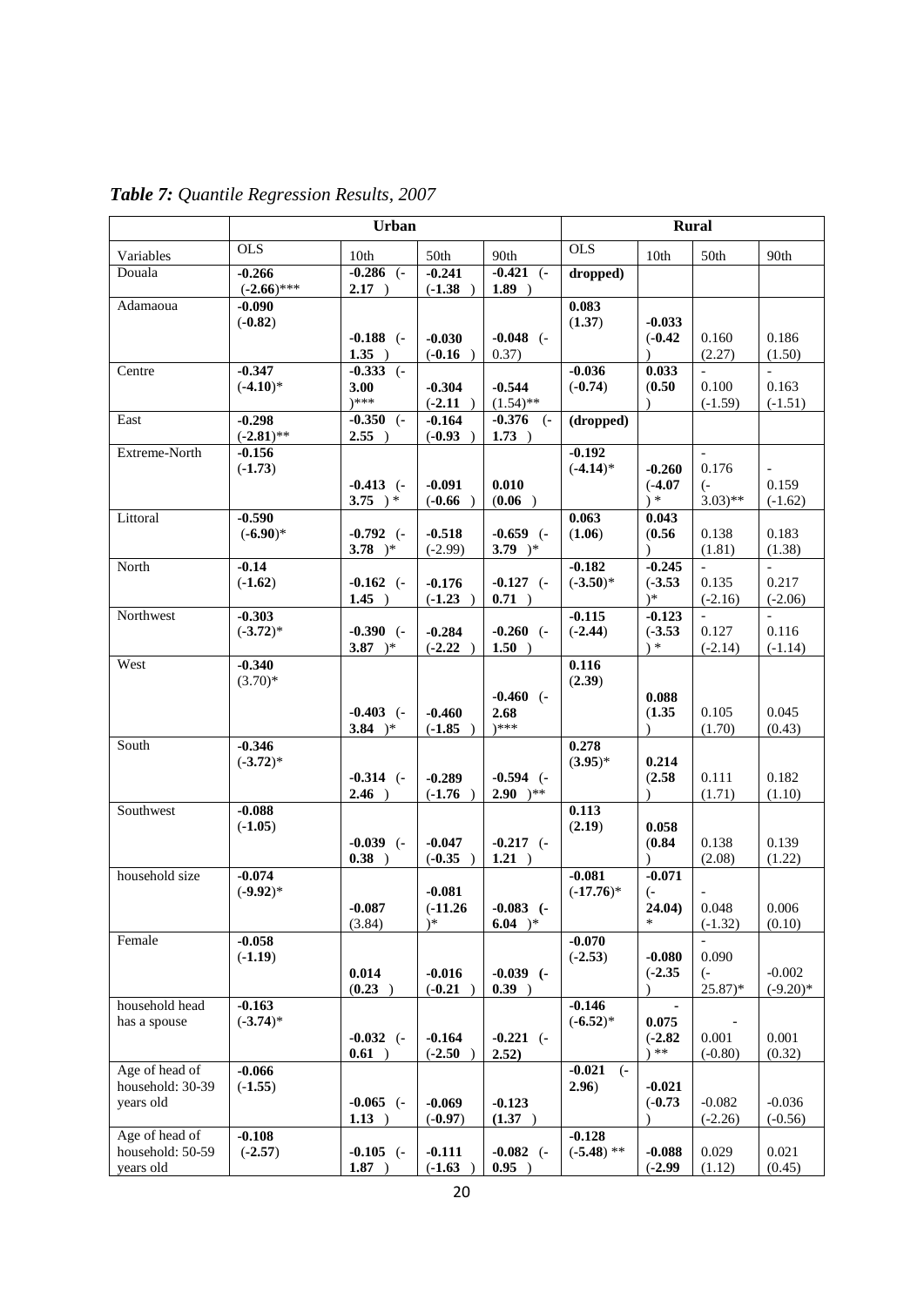*Table 7: Quantile Regression Results, 2007*

| | Urban | | | | Rural | | | |
|---|---|---|---|---|---|---|---|---|
| Variables | OLS | 10th | 50th | 90th | OLS | 10th | 50th | 90th |
| Douala | **-0.266** **(-2.66)**\*\*\* | **-0.286 (-2.17 )** | **-0.241** **(-1.38 )** | **-0.421 (-1.89 )** | **dropped)** | | | |
| Adamaoua | **-0.090** **(-0.82)** | **-0.188 (-1.35 )** | **-0.030** **(-0.16 )** | **-0.048 (-**0.37) | **0.083** **(1.37)** | **-0.033** **(-0.42** **)** | 0.160 (2.27) | 0.186 (1.50) |
| Centre | **-0.347** **(-4.10)**\* | **-0.333 (-3.00** **)**\*\*\* | **-0.304** **(-2.11 )** | **-0.544** **(1.54)**\*\* | **-0.036** **(-0.74)** | **0.033** **(0.50** **)** | - 0.100 (-1.59) | - 0.163 (-1.51) |
| East | **-0.298** **(-2.81)**\*\* | **-0.350 (-2.55 )** | **-0.164** **(-0.93 )** | **-0.376 (-1.73 )** | **(dropped)** | | | |
| Extreme-North | **-0.156** **(-1.73)** | **-0.413 (-3.75 )** \* | **-0.091** **(-0.66 )** | **0.010** **(0.06 )** | **-0.192** **(-4.14)**\* | **-0.260** **(-4.07** **)** \* | - 0.176 (-3.03)\*\* | - 0.159 (-1.62) |
| Littoral | **-0.590** **(-6.90)**\* | **-0.792 (-3.78 )**\* | **-0.518** (-2.99) | **-0.659 (-3.79 )**\* | **0.063** **(1.06)** | **0.043** **(0.56** **)** | 0.138 (1.81) | 0.183 (1.38) |
| North | **-0.14** **(-1.62)** | **-0.162 (-1.45 )** | **-0.176** **(-1.23 )** | **-0.127 (-0.71 )** | **-0.182** **(-3.50)**\* | **-0.245** **(-3.53** **)**\* | - 0.135 (-2.16) | - 0.217 (-2.06) |
| Northwest | **-0.303** **(-3.72)**\* | **-0.390 (-3.87 )**\* | **-0.284** **(-2.22 )** | **-0.260 (-1.50 )** | **-0.115** **(-2.44)** | **-0.123** **(-3.53** **)** \* | - 0.127 (-2.14) | - 0.116 (-1.14) |
| West | **-0.340** **(3.70)**\* | **-0.403 (-3.84 )**\* | **-0.460** **(-1.85 )** | **-0.460 (-2.68** **)**\*\*\* | **0.116** **(2.39)** | **0.088** **(1.35** **)** | 0.105 (1.70) | 0.045 (0.43) |
| South | **-0.346** **(-3.72)**\* | **-0.314 (-2.46 )** | **-0.289** **(-1.76 )** | **-0.594 (-2.90 )**\*\* | **0.278** **(3.95)**\* | **0.214** **(2.58** **)** | 0.111 (1.71) | 0.182 (1.10) |
| Southwest | **-0.088** **(-1.05)** | **-0.039 (-0.38 )** | **-0.047** **(-0.35 )** | **-0.217 (-1.21 )** | **0.113** **(2.19)** | **0.058** **(0.84** **)** | 0.138 (2.08) | 0.139 (1.22) |
| household size | **-0.074** **(-9.92)**\* | **-0.087** (3.84) | **-0.081** **(-11.26** **)**\* | **-0.083 (-6.04 )**\* | **-0.081** **(-17.76)**\* | **-0.071** **(-** **24.04)** \* | - 0.048 (-1.32) | 0.006 (0.10) |
| Female | **-0.058** **(-1.19)** | **0.014** **(0.23 )** | **-0.016** **(-0.21 )** | **-0.039 (-0.39 )** | **-0.070** **(-2.53)** | **-0.080** **(-2.35** **)** | - 0.090 (-25.87)\* | -0.002 (-9.20)\* |
| household head has a spouse | **-0.163** **(-3.74)**\* | **-0.032 (-0.61 )** | **-0.164** **(-2.50 )** | **-0.221 (-2.52)** | **-0.146** **(-6.52)**\* | **-** **0.075** **(-2.82** **)** \*\* | - 0.001 (-0.80) | 0.001 (0.32) |
| Age of head of household: 30-39 years old | **-0.066** **(-1.55)** | **-0.065 (-1.13 )** | **-0.069** **(-0.97)** | **-0.123** **(1.37 )** | **-0.021 (-2.96)** | **-0.021** **(-0.73** **)** | -0.082 (-2.26) | -0.036 (-0.56) |
| Age of head of household: 50-59 years old | **-0.108** **(-2.57)** | **-0.105 (-1.87 )** | **-0.111** **(-1.63 )** | **-0.082 (-0.95 )** | **-0.128** **(-5.48)** \*\* | **-0.088** **(-2.99** | 0.029 (1.12) | 0.021 (0.45) |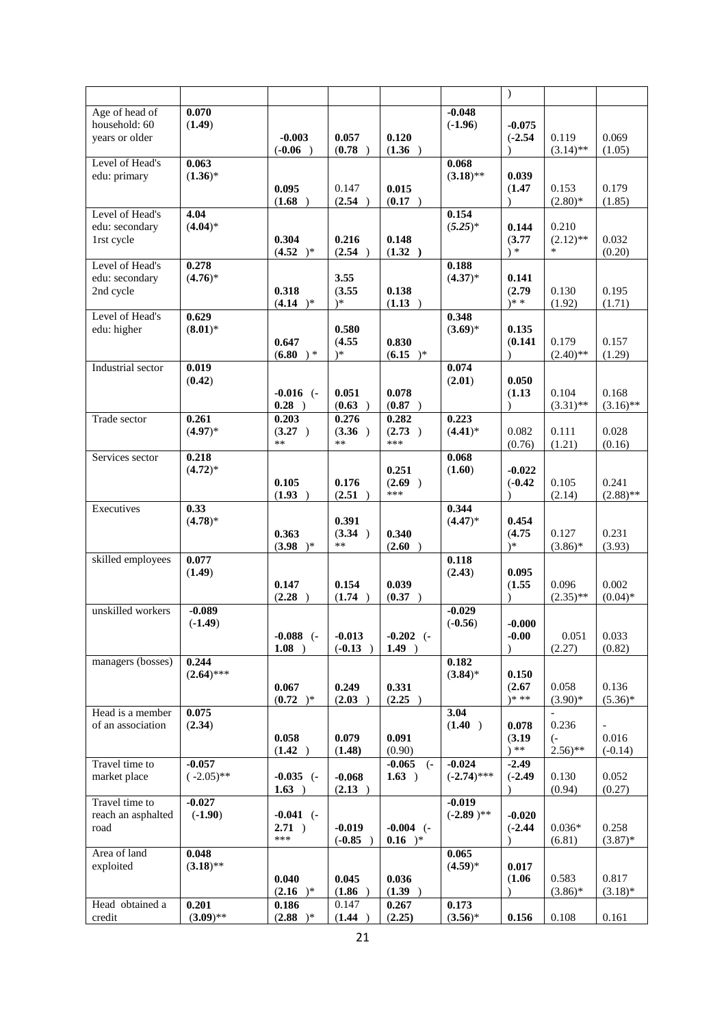| | | | | | | ) | | |
|---|---|---|---|---|---|---|---|---|
| Age of head of household: 60 years or older | **0.070 (1.49)** | **-0.003 (-0.06 )** | **0.057 (0.78 )** | **0.120 (1.36 )** | **-0.048 (-1.96)** | **-0.075 (-2.54 )** | 0.119 (3.14)** | 0.069 (1.05) |
| Level of Head's edu: primary | **0.063 (1.36)*** | **0.095 (1.68 )** | 0.147 **(2.54 )** | **0.015 (0.17 )** | **0.068 (3.18)**** | **0.039 (1.47 )** | 0.153 (2.80)* | 0.179 (1.85) |
| Level of Head's edu: secondary 1rst cycle | **4.04 (4.04)*** | **0.304 (4.52 )*** | **0.216 (2.54 )** | **0.148 (1.32 )** | **0.154 (*5.25*)*** | **0.144 (3.77 ) *** | 0.210 (2.12)*** | 0.032 (0.20) |
| Level of Head's edu: secondary 2nd cycle | **0.278 (4.76)*** | **0.318 (4.14 )*** | **3.55 (3.55 )*** | **0.138 (1.13 )** | **0.188 (4.37)*** | **0.141 (2.79 )* *** | 0.130 (1.92) | 0.195 (1.71) |
| Level of Head's edu: higher | **0.629 (8.01)*** | **0.647 (6.80 ) *** | **0.580 (4.55 )*** | **0.830 (6.15 )*** | **0.348 (3.69)*** | **0.135 (0.141 )** | 0.179 (2.40)** | 0.157 (1.29) |
| Industrial sector | **0.019 (0.42)** | **-0.016 (-0.28 )** | **0.051 (0.63 )** | **0.078 (0.87 )** | **0.074 (2.01)** | **0.050 (1.13 )** | 0.104 (3.31)** | 0.168 (3.16)** |
| Trade sector | **0.261 (4.97)*** | **0.203 (3.27 )** ** | **0.276 (3.36 )** ** | **0.282 (2.73 )** *** | **0.223 (4.41)*** | 0.082 (0.76) | 0.111 (1.21) | 0.028 (0.16) |
| Services sector | **0.218 (4.72)*** | **0.105 (1.93 )** | **0.176 (2.51 )** | **0.251 (2.69 )** *** | **0.068 (1.60)** | **-0.022 (-0.42 )** | 0.105 (2.14) | 0.241 (2.88)** |
| Executives | **0.33 (4.78)*** | **0.363 (3.98 )*** | **0.391 (3.34 )** ** | **0.340 (2.60 )** | **0.344 (4.47)*** | **0.454 (4.75 )*** | 0.127 (3.86)* | 0.231 (3.93) |
| skilled employees | **0.077 (1.49)** | **0.147 (2.28 )** | **0.154 (1.74 )** | **0.039 (0.37 )** | **0.118 (2.43)** | **0.095 (1.55 )** | 0.096 (2.35)** | 0.002 (0.04)* |
| unskilled workers | **-0.089 (-1.49)** | **-0.088 (-1.08 )** | **-0.013 (-0.13 )** | **-0.202 (-1.49 )** | **-0.029 (-0.56)** | **-0.000 -0.00 )** | 0.051 (2.27) | 0.033 (0.82) |
| managers (bosses) | **0.244 (2.64)***** | **0.067 (0.72 )*** | **0.249 (2.03 )** | **0.331 (2.25 )** | **0.182 (3.84)*** | **0.150 (2.67 )* **** | 0.058 (3.90)* | 0.136 (5.36)* |
| Head is a member of an association | **0.075 (2.34)** | **0.058 (1.42 )** | **0.079 (1.48)** | **0.091** (0.90) | **3.04 (1.40 )** | **0.078 (3.19 ) **** | - 0.236 (-2.56)** | - 0.016 (-0.14) |
| Travel time to market place | **-0.057 ( -2.05)**** | **-0.035 (-1.63 )** | **-0.068 (2.13 )** | **-0.065 (-1.63 )** | **-0.024 (-2.74)***** | **-2.49 (-2.49 )** | 0.130 (0.94) | 0.052 (0.27) |
| Travel time to reach an asphalted road | **-0.027 (-1.90)** | **-0.041 (-2.71 )** *** | **-0.019 (-0.85 )** | **-0.004 (-0.16 )*** | **-0.019 (-2.89 )**** | **-0.020 (-2.44 )** | 0.036* (6.81) | 0.258 (3.87)* |
| Area of land exploited | **0.048 (3.18)**** | **0.040 (2.16 )*** | **0.045 (1.86 )** | **0.036 (1.39 )** | **0.065 (4.59)*** | **0.017 (1.06 )** | 0.583 (3.86)* | 0.817 (3.18)* |
| Head obtained a credit | **0.201 (3.09)**** | **0.186 (2.88 )*** | 0.147 **(1.44 )** | **0.267 (2.25)** | **0.173 (3.56)*** | **0.156** | 0.108 | 0.161 |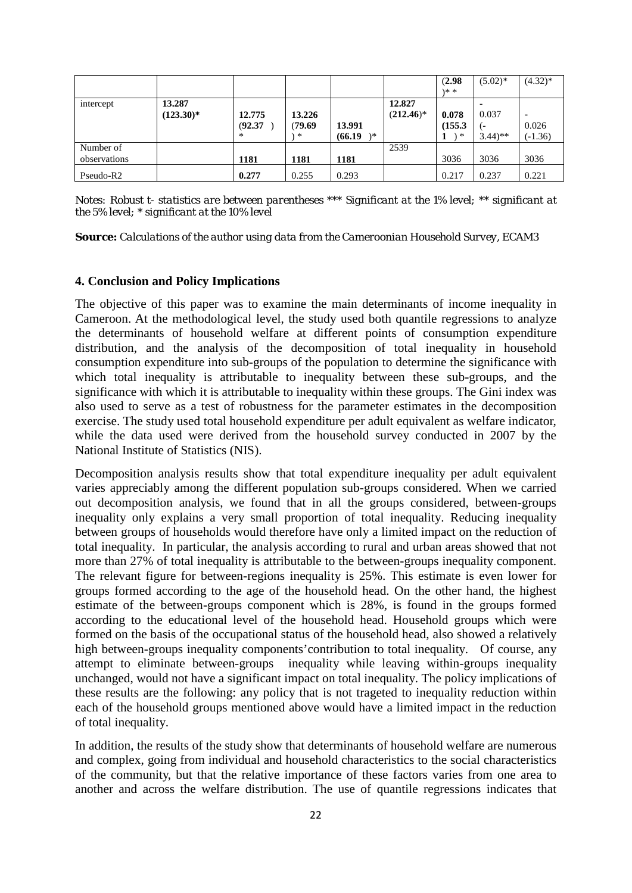| | | | | | | | | |
|---|---|---|---|---|---|---|---|---|
| | | | | | | **(2.98 )\*\*** | (5.02)* | (4.32)* |
| intercept | **13.287 (123.30)*** | **12.775 (92.37 ) *** | **13.226 (79.69 ) *** | **13.991 (66.19 )*** | **12.827** (212.46)* | **0.078 (155.3 1 ) *** | - 0.037 (- 3.44)** | - 0.026 (-1.36) |
| Number of observations | | **1181** | **1181** | **1181** | 2539 | 3036 | 3036 | 3036 |
| Pseudo-R2 | | **0.277** | 0.255 | 0.293 | | 0.217 | 0.237 | 0.221 |

*Notes: Robust t- statistics are between parentheses \*\*\* Significant at the 1% level; \*\* significant at the 5% level; \* significant at the 10% level*

**Source:** *Calculations of the author using data from the Cameroonian Household Survey, ECAM3*

### 4. Conclusion and Policy Implications

The objective of this paper was to examine the main determinants of income inequality in Cameroon. At the methodological level, the study used both quantile regressions to analyze the determinants of household welfare at different points of consumption expenditure distribution, and the analysis of the decomposition of total inequality in household consumption expenditure into sub-groups of the population to determine the significance with which total inequality is attributable to inequality between these sub-groups, and the significance with which it is attributable to inequality within these groups. The Gini index was also used to serve as a test of robustness for the parameter estimates in the decomposition exercise. The study used total household expenditure per adult equivalent as welfare indicator, while the data used were derived from the household survey conducted in 2007 by the National Institute of Statistics (NIS).

Decomposition analysis results show that total expenditure inequality per adult equivalent varies appreciably among the different population sub-groups considered. When we carried out decomposition analysis, we found that in all the groups considered, between-groups inequality only explains a very small proportion of total inequality. Reducing inequality between groups of households would therefore have only a limited impact on the reduction of total inequality. In particular, the analysis according to rural and urban areas showed that not more than 27% of total inequality is attributable to the between-groups inequality component. The relevant figure for between-regions inequality is 25%. This estimate is even lower for groups formed according to the age of the household head. On the other hand, the highest estimate of the between-groups component which is 28%, is found in the groups formed according to the educational level of the household head. Household groups which were formed on the basis of the occupational status of the household head, also showed a relatively high between-groups inequality components'contribution to total inequality. Of course, any attempt to eliminate between-groups inequality while leaving within-groups inequality unchanged, would not have a significant impact on total inequality. The policy implications of these results are the following: any policy that is not trageted to inequality reduction within each of the household groups mentioned above would have a limited impact in the reduction of total inequality.

In addition, the results of the study show that determinants of household welfare are numerous and complex, going from individual and household characteristics to the social characteristics of the community, but that the relative importance of these factors varies from one area to another and across the welfare distribution. The use of quantile regressions indicates that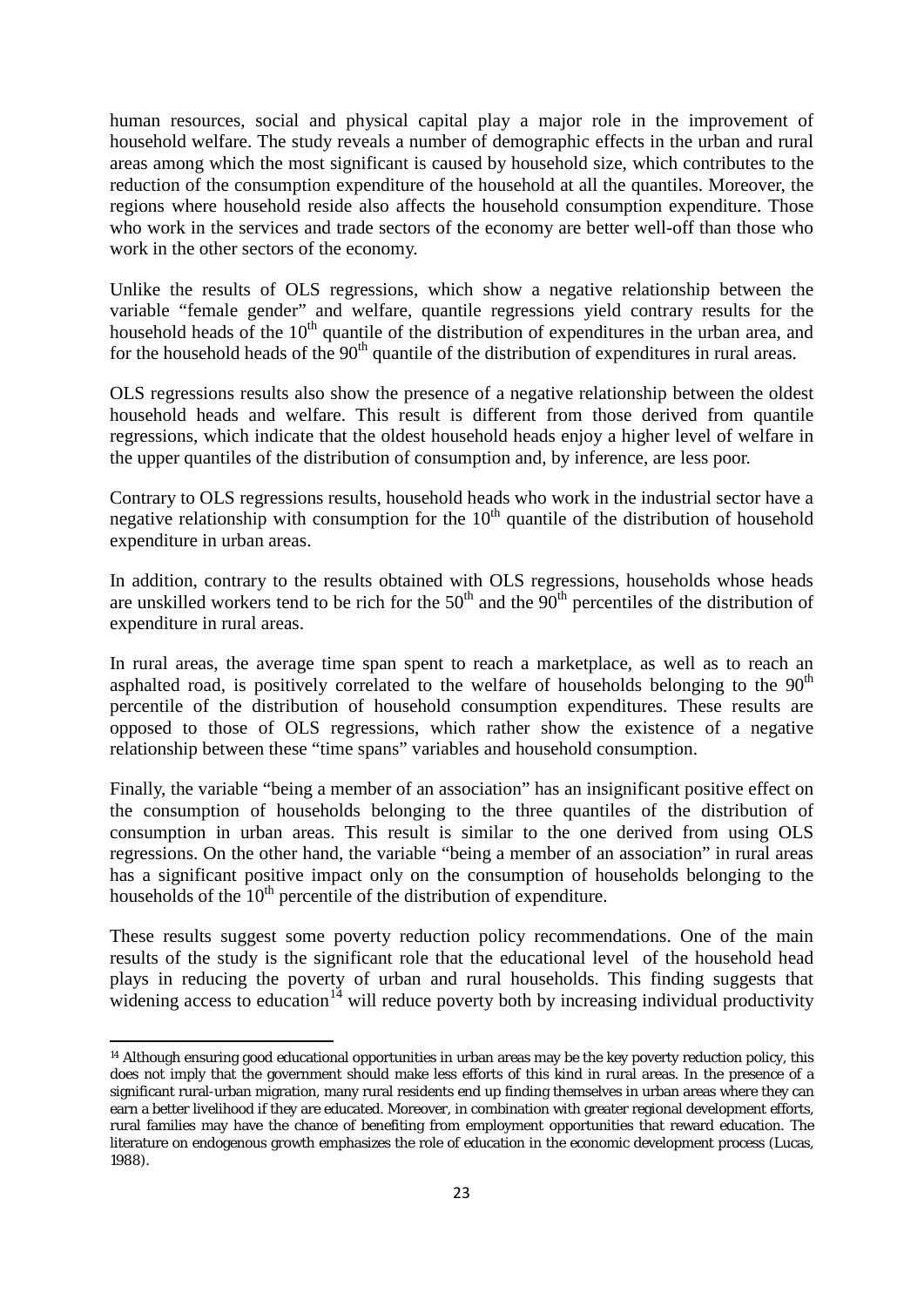human resources, social and physical capital play a major role in the improvement of household welfare. The study reveals a number of demographic effects in the urban and rural areas among which the most significant is caused by household size, which contributes to the reduction of the consumption expenditure of the household at all the quantiles. Moreover, the regions where household reside also affects the household consumption expenditure. Those who work in the services and trade sectors of the economy are better well-off than those who work in the other sectors of the economy.

Unlike the results of OLS regressions, which show a negative relationship between the variable "female gender" and welfare, quantile regressions yield contrary results for the household heads of the 10th quantile of the distribution of expenditures in the urban area, and for the household heads of the 90th quantile of the distribution of expenditures in rural areas.

OLS regressions results also show the presence of a negative relationship between the oldest household heads and welfare. This result is different from those derived from quantile regressions, which indicate that the oldest household heads enjoy a higher level of welfare in the upper quantiles of the distribution of consumption and, by inference, are less poor.

Contrary to OLS regressions results, household heads who work in the industrial sector have a negative relationship with consumption for the 10th quantile of the distribution of household expenditure in urban areas.

In addition, contrary to the results obtained with OLS regressions, households whose heads are unskilled workers tend to be rich for the 50th and the 90th percentiles of the distribution of expenditure in rural areas.

In rural areas, the average time span spent to reach a marketplace, as well as to reach an asphalted road, is positively correlated to the welfare of households belonging to the 90th percentile of the distribution of household consumption expenditures. These results are opposed to those of OLS regressions, which rather show the existence of a negative relationship between these "time spans" variables and household consumption.

Finally, the variable "being a member of an association" has an insignificant positive effect on the consumption of households belonging to the three quantiles of the distribution of consumption in urban areas. This result is similar to the one derived from using OLS regressions. On the other hand, the variable "being a member of an association" in rural areas has a significant positive impact only on the consumption of households belonging to the households of the 10th percentile of the distribution of expenditure.

These results suggest some poverty reduction policy recommendations. One of the main results of the study is the significant role that the educational level of the household head plays in reducing the poverty of urban and rural households. This finding suggests that widening access to education[14] will reduce poverty both by increasing individual productivity

[14] Although ensuring good educational opportunities in urban areas may be the key poverty reduction policy, this does not imply that the government should make less efforts of this kind in rural areas. In the presence of a significant rural-urban migration, many rural residents end up finding themselves in urban areas where they can earn a better livelihood if they are educated. Moreover, in combination with greater regional development efforts, rural families may have the chance of benefiting from employment opportunities that reward education. The literature on endogenous growth emphasizes the role of education in the economic development process (Lucas, 1988).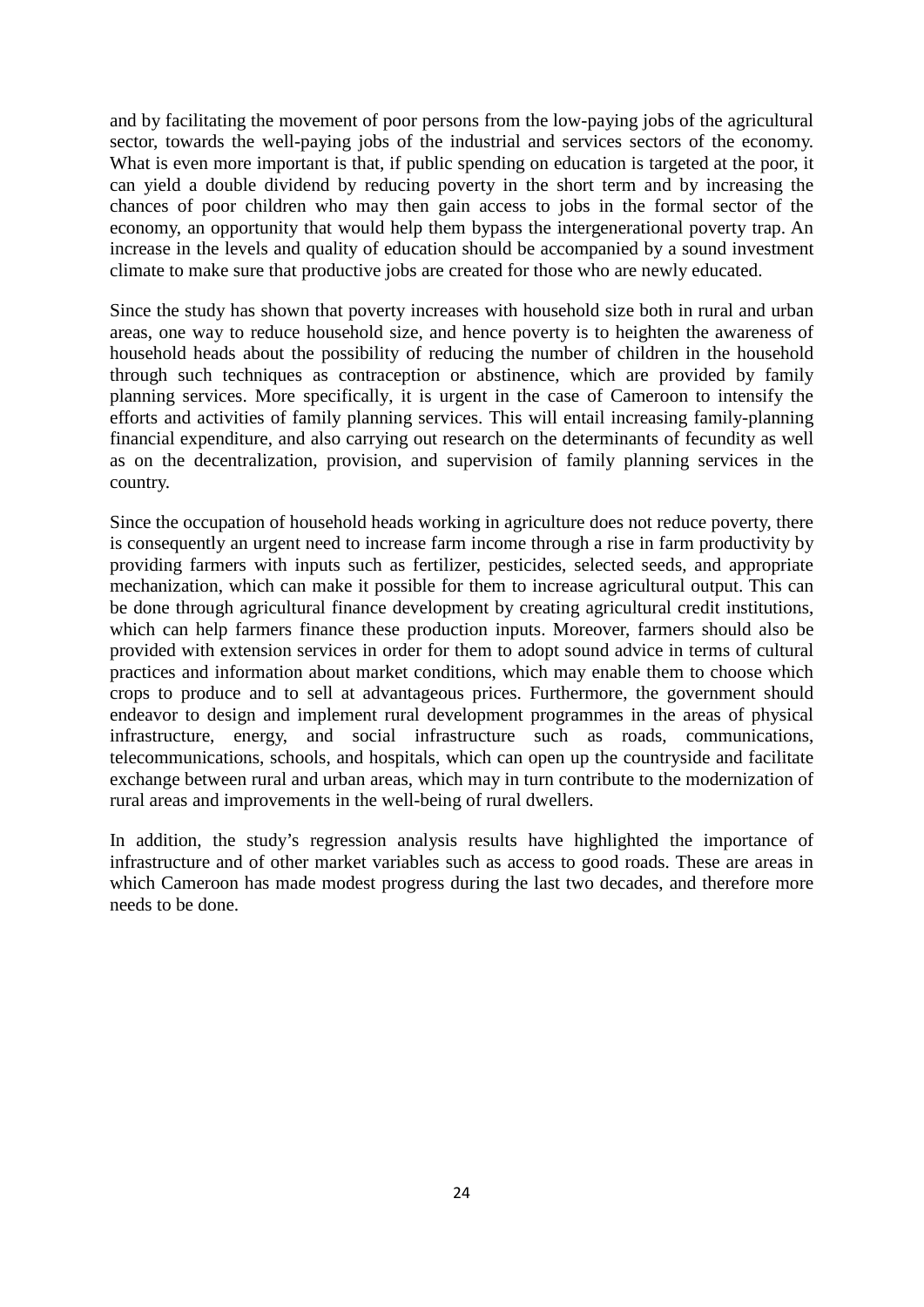and by facilitating the movement of poor persons from the low-paying jobs of the agricultural sector, towards the well-paying jobs of the industrial and services sectors of the economy. What is even more important is that, if public spending on education is targeted at the poor, it can yield a double dividend by reducing poverty in the short term and by increasing the chances of poor children who may then gain access to jobs in the formal sector of the economy, an opportunity that would help them bypass the intergenerational poverty trap. An increase in the levels and quality of education should be accompanied by a sound investment climate to make sure that productive jobs are created for those who are newly educated.

Since the study has shown that poverty increases with household size both in rural and urban areas, one way to reduce household size, and hence poverty is to heighten the awareness of household heads about the possibility of reducing the number of children in the household through such techniques as contraception or abstinence, which are provided by family planning services. More specifically, it is urgent in the case of Cameroon to intensify the efforts and activities of family planning services. This will entail increasing family-planning financial expenditure, and also carrying out research on the determinants of fecundity as well as on the decentralization, provision, and supervision of family planning services in the country.

Since the occupation of household heads working in agriculture does not reduce poverty, there is consequently an urgent need to increase farm income through a rise in farm productivity by providing farmers with inputs such as fertilizer, pesticides, selected seeds, and appropriate mechanization, which can make it possible for them to increase agricultural output. This can be done through agricultural finance development by creating agricultural credit institutions, which can help farmers finance these production inputs. Moreover, farmers should also be provided with extension services in order for them to adopt sound advice in terms of cultural practices and information about market conditions, which may enable them to choose which crops to produce and to sell at advantageous prices. Furthermore, the government should endeavor to design and implement rural development programmes in the areas of physical infrastructure, energy, and social infrastructure such as roads, communications, telecommunications, schools, and hospitals, which can open up the countryside and facilitate exchange between rural and urban areas, which may in turn contribute to the modernization of rural areas and improvements in the well-being of rural dwellers.

In addition, the study's regression analysis results have highlighted the importance of infrastructure and of other market variables such as access to good roads. These are areas in which Cameroon has made modest progress during the last two decades, and therefore more needs to be done.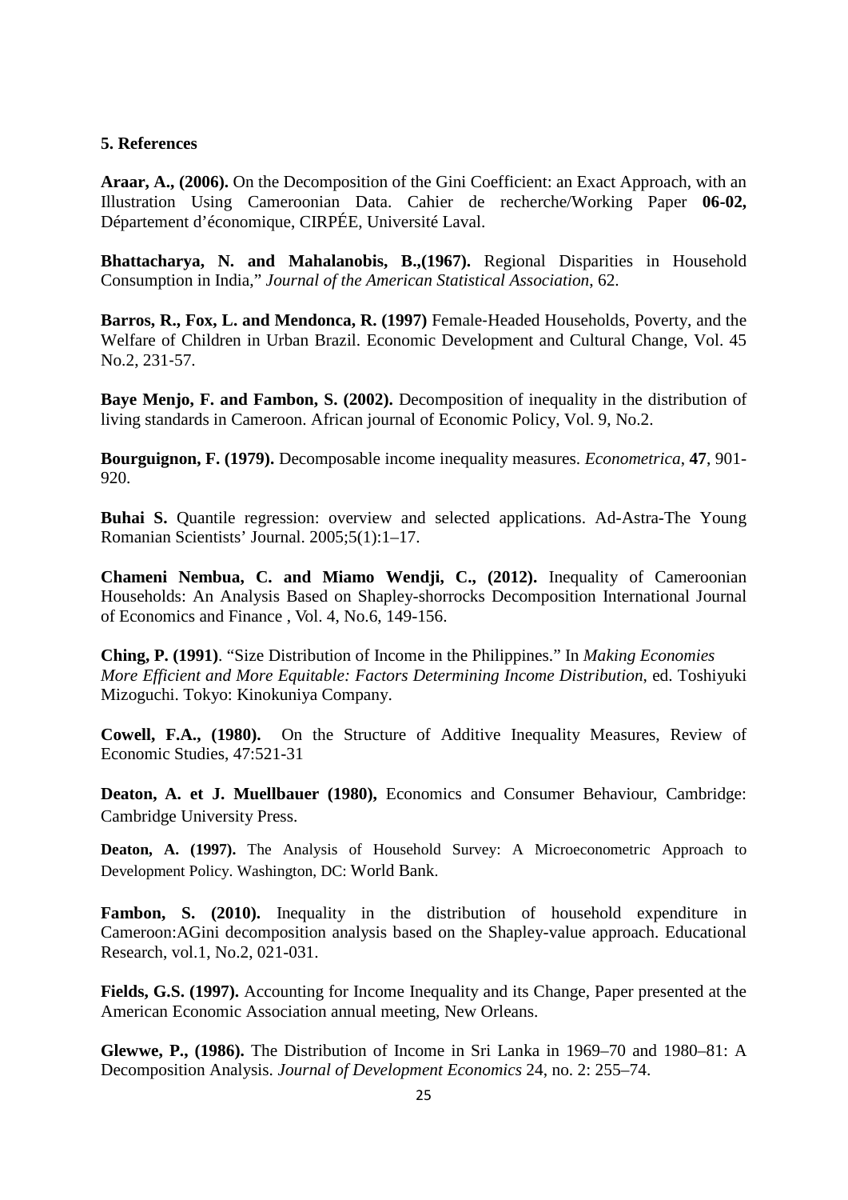## 5. References

**Araar, A., (2006).** On the Decomposition of the Gini Coefficient: an Exact Approach, with an Illustration Using Cameroonian Data. Cahier de recherche/Working Paper **06-02,** Département d'économique, CIRPÉE, Université Laval.

**Bhattacharya, N. and Mahalanobis, B.,(1967).** Regional Disparities in Household Consumption in India," *Journal of the American Statistical Association*, 62.

**Barros, R., Fox, L. and Mendonca, R. (1997)** Female-Headed Households, Poverty, and the Welfare of Children in Urban Brazil. Economic Development and Cultural Change, Vol. 45 No.2, 231-57.

**Baye Menjo, F. and Fambon, S. (2002).** Decomposition of inequality in the distribution of living standards in Cameroon. African journal of Economic Policy, Vol. 9, No.2.

**Bourguignon, F. (1979).** Decomposable income inequality measures. *Econometrica*, **47**, 901-920.

**Buhai S.** Quantile regression: overview and selected applications. Ad-Astra-The Young Romanian Scientists' Journal. 2005;5(1):1–17.

**Chameni Nembua, C. and Miamo Wendji, C., (2012).** Inequality of Cameroonian Households: An Analysis Based on Shapley-shorrocks Decomposition International Journal of Economics and Finance , Vol. 4, No.6, 149-156.

**Ching, P. (1991)**. "Size Distribution of Income in the Philippines." In *Making Economies More Efficient and More Equitable: Factors Determining Income Distribution*, ed. Toshiyuki Mizoguchi. Tokyo: Kinokuniya Company.

**Cowell, F.A., (1980).** On the Structure of Additive Inequality Measures, Review of Economic Studies, 47:521-31

**Deaton, A. et J. Muellbauer (1980),** Economics and Consumer Behaviour, Cambridge: Cambridge University Press.

**Deaton, A. (1997).** The Analysis of Household Survey: A Microeconometric Approach to Development Policy. Washington, DC: World Bank.

**Fambon, S. (2010).** Inequality in the distribution of household expenditure in Cameroon:AGini decomposition analysis based on the Shapley-value approach. Educational Research, vol.1, No.2, 021-031.

**Fields, G.S. (1997).** Accounting for Income Inequality and its Change, Paper presented at the American Economic Association annual meeting, New Orleans.

**Glewwe, P., (1986).** The Distribution of Income in Sri Lanka in 1969–70 and 1980–81: A Decomposition Analysis. *Journal of Development Economics* 24, no. 2: 255–74.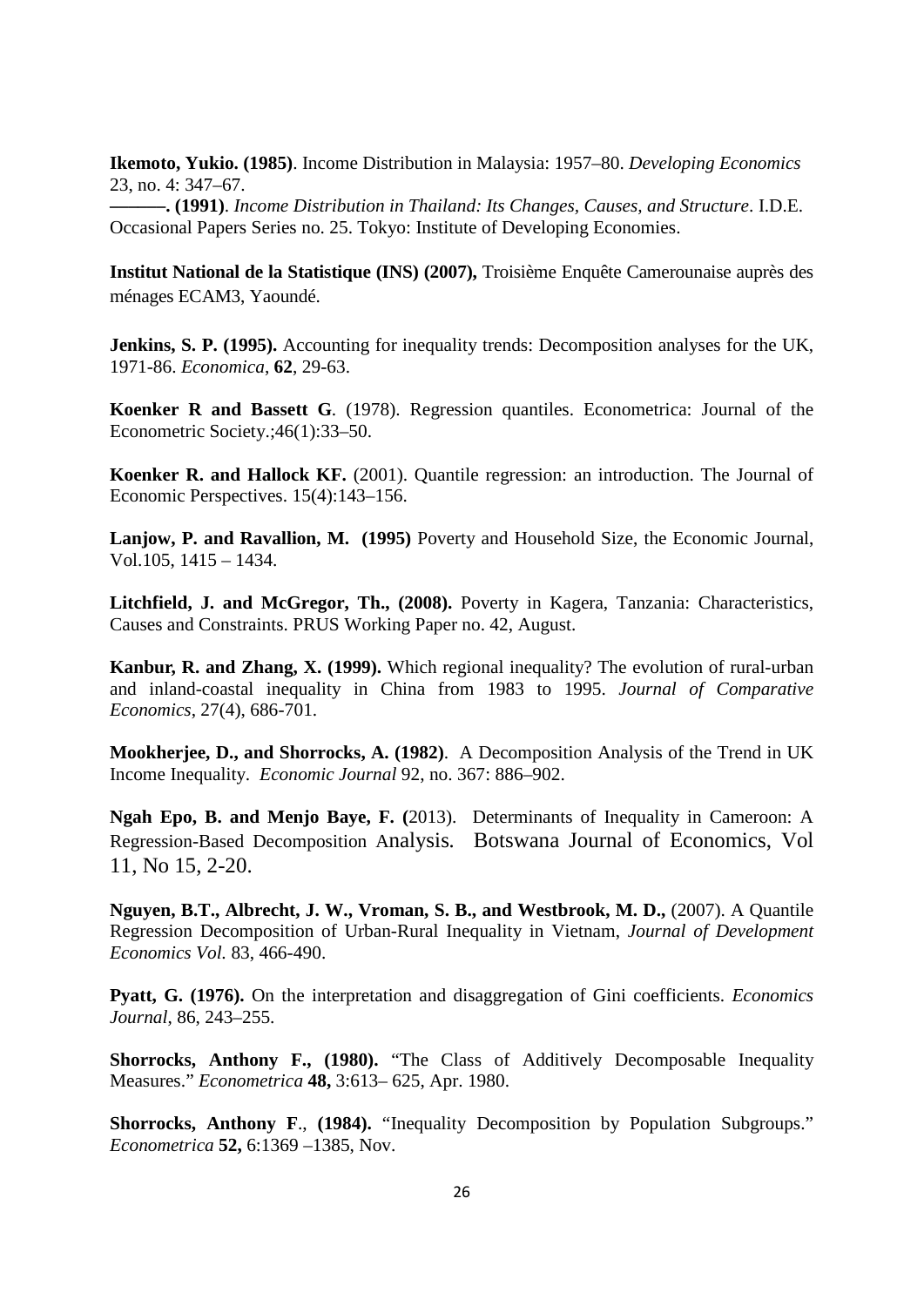**Ikemoto, Yukio. (1985)**. Income Distribution in Malaysia: 1957–80. *Developing Economics* 23, no. 4: 347–67.

**———. (1991)**. *Income Distribution in Thailand: Its Changes, Causes, and Structure*. I.D.E. Occasional Papers Series no. 25. Tokyo: Institute of Developing Economies.

**Institut National de la Statistique (INS) (2007),** Troisième Enquête Camerounaise auprès des ménages ECAM3, Yaoundé.

**Jenkins, S. P. (1995).** Accounting for inequality trends: Decomposition analyses for the UK, 1971-86. *Economica*, **62**, 29-63.

**Koenker R and Bassett G**. (1978). Regression quantiles. Econometrica: Journal of the Econometric Society.;46(1):33–50.

**Koenker R. and Hallock KF.** (2001). Quantile regression: an introduction. The Journal of Economic Perspectives. 15(4):143–156.

**Lanjow, P. and Ravallion, M. (1995)** Poverty and Household Size, the Economic Journal, Vol.105, 1415 – 1434.

**Litchfield, J. and McGregor, Th., (2008).** Poverty in Kagera, Tanzania: Characteristics, Causes and Constraints. PRUS Working Paper no. 42, August.

**Kanbur, R. and Zhang, X. (1999).** Which regional inequality? The evolution of rural-urban and inland-coastal inequality in China from 1983 to 1995. *Journal of Comparative Economics*, 27(4), 686-701.

**Mookherjee, D., and Shorrocks, A. (1982)**. A Decomposition Analysis of the Trend in UK Income Inequality. *Economic Journal* 92, no. 367: 886–902.

**Ngah Epo, B. and Menjo Baye, F. (**2013). Determinants of Inequality in Cameroon: A Regression-Based Decomposition Analysis. Botswana Journal of Economics, Vol 11, No 15, 2-20.

**Nguyen, B.T., Albrecht, J. W., Vroman, S. B., and Westbrook, M. D.,** (2007). A Quantile Regression Decomposition of Urban-Rural Inequality in Vietnam, *Journal of Development Economics Vol.* 83, 466-490.

**Pyatt, G. (1976).** On the interpretation and disaggregation of Gini coefficients. *Economics Journal*, 86, 243–255.

**Shorrocks, Anthony F., (1980).** "The Class of Additively Decomposable Inequality Measures." *Econometrica* **48,** 3:613– 625, Apr. 1980.

**Shorrocks, Anthony F**., **(1984).** "Inequality Decomposition by Population Subgroups." *Econometrica* **52,** 6:1369 –1385, Nov.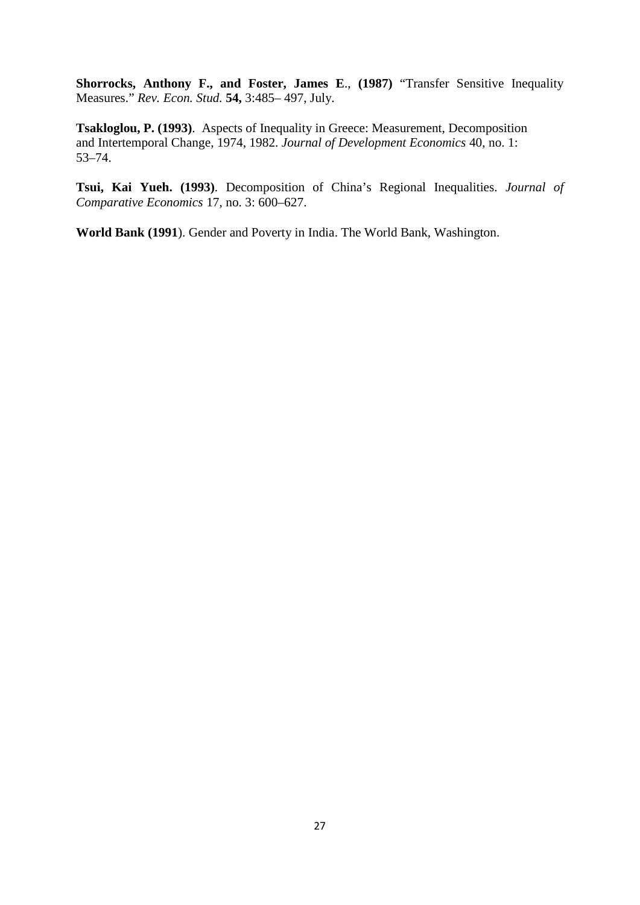**Shorrocks, Anthony F., and Foster, James E**., **(1987)** “Transfer Sensitive Inequality Measures.” *Rev. Econ. Stud.* **54,** 3:485– 497, July.

**Tsakloglou, P. (1993)**. Aspects of Inequality in Greece: Measurement, Decomposition and Intertemporal Change, 1974, 1982. *Journal of Development Economics* 40, no. 1: 53–74.

**Tsui, Kai Yueh. (1993)**. Decomposition of China’s Regional Inequalities. *Journal of Comparative Economics* 17, no. 3: 600–627.

**World Bank (1991**). Gender and Poverty in India. The World Bank, Washington.